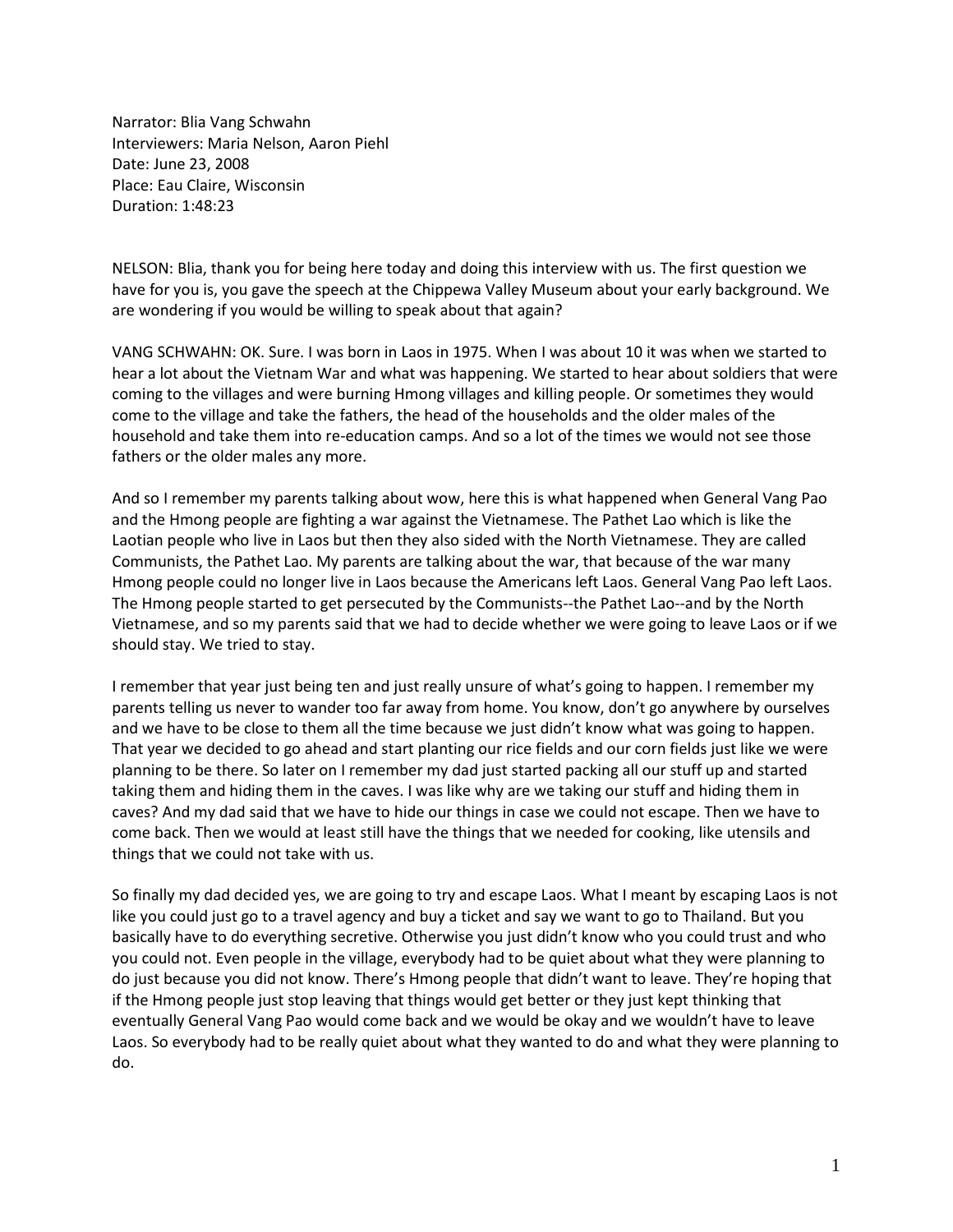Narrator: Blia Vang Schwahn
Interviewers: Maria Nelson, Aaron Piehl
Date: June 23, 2008
Place: Eau Claire, Wisconsin
Duration: 1:48:23

NELSON: Blia, thank you for being here today and doing this interview with us. The first question we have for you is, you gave the speech at the Chippewa Valley Museum about your early background. We are wondering if you would be willing to speak about that again?

VANG SCHWAHN: OK. Sure. I was born in Laos in 1975. When I was about 10 it was when we started to hear a lot about the Vietnam War and what was happening. We started to hear about soldiers that were coming to the villages and were burning Hmong villages and killing people. Or sometimes they would come to the village and take the fathers, the head of the households and the older males of the household and take them into re-education camps. And so a lot of the times we would not see those fathers or the older males any more.

And so I remember my parents talking about wow, here this is what happened when General Vang Pao and the Hmong people are fighting a war against the Vietnamese. The Pathet Lao which is like the Laotian people who live in Laos but then they also sided with the North Vietnamese. They are called Communists, the Pathet Lao. My parents are talking about the war, that because of the war many Hmong people could no longer live in Laos because the Americans left Laos. General Vang Pao left Laos. The Hmong people started to get persecuted by the Communists--the Pathet Lao--and by the North Vietnamese, and so my parents said that we had to decide whether we were going to leave Laos or if we should stay. We tried to stay.

I remember that year just being ten and just really unsure of what's going to happen. I remember my parents telling us never to wander too far away from home. You know, don't go anywhere by ourselves and we have to be close to them all the time because we just didn't know what was going to happen. That year we decided to go ahead and start planting our rice fields and our corn fields just like we were planning to be there. So later on I remember my dad just started packing all our stuff up and started taking them and hiding them in the caves. I was like why are we taking our stuff and hiding them in caves? And my dad said that we have to hide our things in case we could not escape. Then we have to come back. Then we would at least still have the things that we needed for cooking, like utensils and things that we could not take with us.

So finally my dad decided yes, we are going to try and escape Laos. What I meant by escaping Laos is not like you could just go to a travel agency and buy a ticket and say we want to go to Thailand. But you basically have to do everything secretive. Otherwise you just didn't know who you could trust and who you could not. Even people in the village, everybody had to be quiet about what they were planning to do just because you did not know. There's Hmong people that didn't want to leave. They're hoping that if the Hmong people just stop leaving that things would get better or they just kept thinking that eventually General Vang Pao would come back and we would be okay and we wouldn't have to leave Laos. So everybody had to be really quiet about what they wanted to do and what they were planning to do.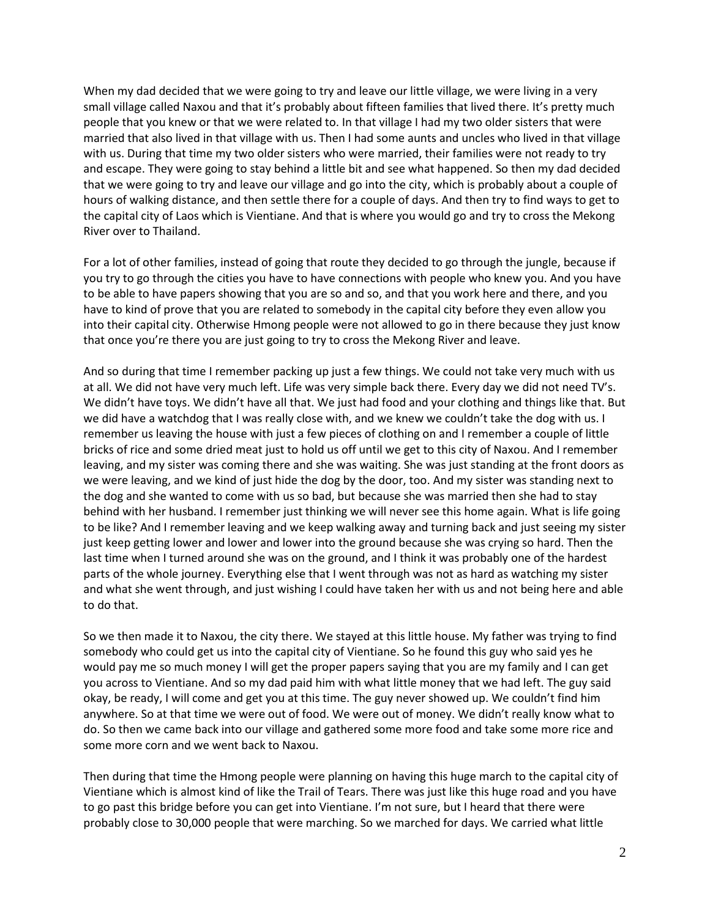When my dad decided that we were going to try and leave our little village, we were living in a very small village called Naxou and that it's probably about fifteen families that lived there. It's pretty much people that you knew or that we were related to. In that village I had my two older sisters that were married that also lived in that village with us. Then I had some aunts and uncles who lived in that village with us. During that time my two older sisters who were married, their families were not ready to try and escape. They were going to stay behind a little bit and see what happened. So then my dad decided that we were going to try and leave our village and go into the city, which is probably about a couple of hours of walking distance, and then settle there for a couple of days. And then try to find ways to get to the capital city of Laos which is Vientiane. And that is where you would go and try to cross the Mekong River over to Thailand.

For a lot of other families, instead of going that route they decided to go through the jungle, because if you try to go through the cities you have to have connections with people who knew you. And you have to be able to have papers showing that you are so and so, and that you work here and there, and you have to kind of prove that you are related to somebody in the capital city before they even allow you into their capital city. Otherwise Hmong people were not allowed to go in there because they just know that once you're there you are just going to try to cross the Mekong River and leave.

And so during that time I remember packing up just a few things. We could not take very much with us at all. We did not have very much left. Life was very simple back there. Every day we did not need TV's. We didn't have toys. We didn't have all that. We just had food and your clothing and things like that. But we did have a watchdog that I was really close with, and we knew we couldn't take the dog with us. I remember us leaving the house with just a few pieces of clothing on and I remember a couple of little bricks of rice and some dried meat just to hold us off until we get to this city of Naxou. And I remember leaving, and my sister was coming there and she was waiting. She was just standing at the front doors as we were leaving, and we kind of just hide the dog by the door, too. And my sister was standing next to the dog and she wanted to come with us so bad, but because she was married then she had to stay behind with her husband. I remember just thinking we will never see this home again. What is life going to be like? And I remember leaving and we keep walking away and turning back and just seeing my sister just keep getting lower and lower and lower into the ground because she was crying so hard. Then the last time when I turned around she was on the ground, and I think it was probably one of the hardest parts of the whole journey. Everything else that I went through was not as hard as watching my sister and what she went through, and just wishing I could have taken her with us and not being here and able to do that.

So we then made it to Naxou, the city there. We stayed at this little house. My father was trying to find somebody who could get us into the capital city of Vientiane. So he found this guy who said yes he would pay me so much money I will get the proper papers saying that you are my family and I can get you across to Vientiane. And so my dad paid him with what little money that we had left. The guy said okay, be ready, I will come and get you at this time. The guy never showed up. We couldn't find him anywhere. So at that time we were out of food. We were out of money. We didn't really know what to do. So then we came back into our village and gathered some more food and take some more rice and some more corn and we went back to Naxou.

Then during that time the Hmong people were planning on having this huge march to the capital city of Vientiane which is almost kind of like the Trail of Tears. There was just like this huge road and you have to go past this bridge before you can get into Vientiane. I'm not sure, but I heard that there were probably close to 30,000 people that were marching. So we marched for days. We carried what little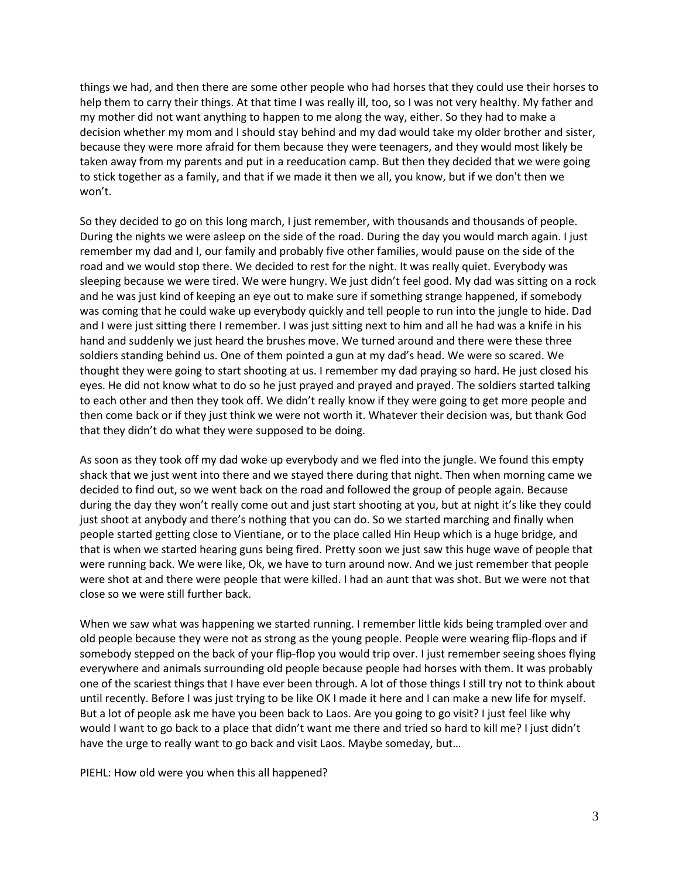things we had, and then there are some other people who had horses that they could use their horses to help them to carry their things. At that time I was really ill, too, so I was not very healthy. My father and my mother did not want anything to happen to me along the way, either. So they had to make a decision whether my mom and I should stay behind and my dad would take my older brother and sister, because they were more afraid for them because they were teenagers, and they would most likely be taken away from my parents and put in a reeducation camp. But then they decided that we were going to stick together as a family, and that if we made it then we all, you know, but if we don't then we won't.

So they decided to go on this long march, I just remember, with thousands and thousands of people. During the nights we were asleep on the side of the road. During the day you would march again. I just remember my dad and I, our family and probably five other families, would pause on the side of the road and we would stop there. We decided to rest for the night. It was really quiet. Everybody was sleeping because we were tired. We were hungry. We just didn't feel good. My dad was sitting on a rock and he was just kind of keeping an eye out to make sure if something strange happened, if somebody was coming that he could wake up everybody quickly and tell people to run into the jungle to hide. Dad and I were just sitting there I remember. I was just sitting next to him and all he had was a knife in his hand and suddenly we just heard the brushes move. We turned around and there were these three soldiers standing behind us. One of them pointed a gun at my dad's head. We were so scared. We thought they were going to start shooting at us. I remember my dad praying so hard. He just closed his eyes. He did not know what to do so he just prayed and prayed and prayed. The soldiers started talking to each other and then they took off. We didn't really know if they were going to get more people and then come back or if they just think we were not worth it. Whatever their decision was, but thank God that they didn't do what they were supposed to be doing.

As soon as they took off my dad woke up everybody and we fled into the jungle. We found this empty shack that we just went into there and we stayed there during that night. Then when morning came we decided to find out, so we went back on the road and followed the group of people again. Because during the day they won't really come out and just start shooting at you, but at night it's like they could just shoot at anybody and there's nothing that you can do. So we started marching and finally when people started getting close to Vientiane, or to the place called Hin Heup which is a huge bridge, and that is when we started hearing guns being fired. Pretty soon we just saw this huge wave of people that were running back. We were like, Ok, we have to turn around now. And we just remember that people were shot at and there were people that were killed. I had an aunt that was shot. But we were not that close so we were still further back.

When we saw what was happening we started running. I remember little kids being trampled over and old people because they were not as strong as the young people. People were wearing flip-flops and if somebody stepped on the back of your flip-flop you would trip over. I just remember seeing shoes flying everywhere and animals surrounding old people because people had horses with them. It was probably one of the scariest things that I have ever been through. A lot of those things I still try not to think about until recently. Before I was just trying to be like OK I made it here and I can make a new life for myself. But a lot of people ask me have you been back to Laos. Are you going to go visit? I just feel like why would I want to go back to a place that didn't want me there and tried so hard to kill me? I just didn't have the urge to really want to go back and visit Laos. Maybe someday, but…

PIEHL: How old were you when this all happened?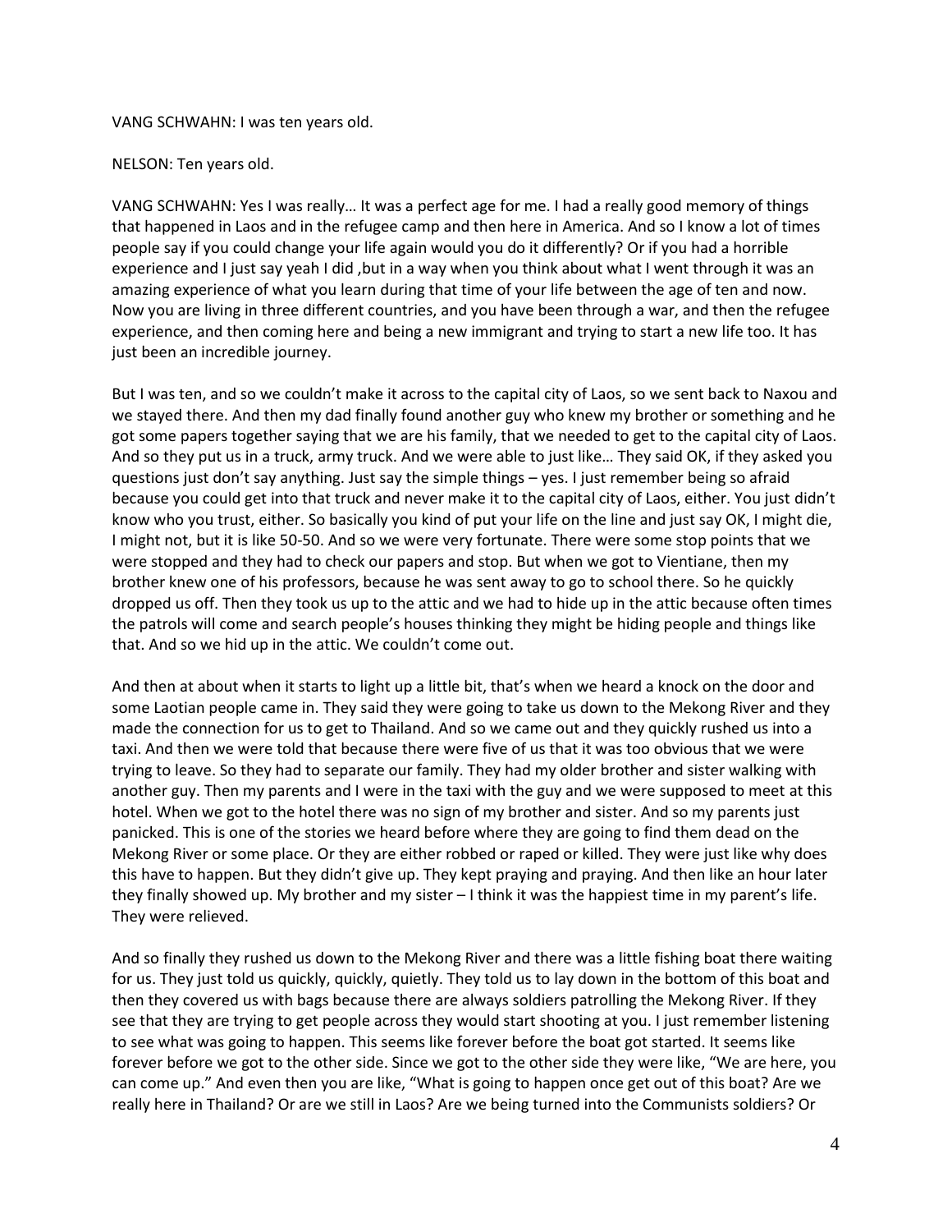VANG SCHWAHN: I was ten years old.

NELSON: Ten years old.

VANG SCHWAHN: Yes I was really… It was a perfect age for me. I had a really good memory of things that happened in Laos and in the refugee camp and then here in America. And so I know a lot of times people say if you could change your life again would you do it differently? Or if you had a horrible experience and I just say yeah I did ,but in a way when you think about what I went through it was an amazing experience of what you learn during that time of your life between the age of ten and now. Now you are living in three different countries, and you have been through a war, and then the refugee experience, and then coming here and being a new immigrant and trying to start a new life too. It has just been an incredible journey.

But I was ten, and so we couldn't make it across to the capital city of Laos, so we sent back to Naxou and we stayed there. And then my dad finally found another guy who knew my brother or something and he got some papers together saying that we are his family, that we needed to get to the capital city of Laos. And so they put us in a truck, army truck. And we were able to just like… They said OK, if they asked you questions just don't say anything. Just say the simple things – yes. I just remember being so afraid because you could get into that truck and never make it to the capital city of Laos, either. You just didn't know who you trust, either. So basically you kind of put your life on the line and just say OK, I might die, I might not, but it is like 50-50. And so we were very fortunate. There were some stop points that we were stopped and they had to check our papers and stop. But when we got to Vientiane, then my brother knew one of his professors, because he was sent away to go to school there. So he quickly dropped us off. Then they took us up to the attic and we had to hide up in the attic because often times the patrols will come and search people's houses thinking they might be hiding people and things like that. And so we hid up in the attic. We couldn't come out.

And then at about when it starts to light up a little bit, that's when we heard a knock on the door and some Laotian people came in. They said they were going to take us down to the Mekong River and they made the connection for us to get to Thailand. And so we came out and they quickly rushed us into a taxi. And then we were told that because there were five of us that it was too obvious that we were trying to leave. So they had to separate our family. They had my older brother and sister walking with another guy. Then my parents and I were in the taxi with the guy and we were supposed to meet at this hotel. When we got to the hotel there was no sign of my brother and sister. And so my parents just panicked. This is one of the stories we heard before where they are going to find them dead on the Mekong River or some place. Or they are either robbed or raped or killed. They were just like why does this have to happen. But they didn't give up. They kept praying and praying. And then like an hour later they finally showed up. My brother and my sister – I think it was the happiest time in my parent's life. They were relieved.

And so finally they rushed us down to the Mekong River and there was a little fishing boat there waiting for us. They just told us quickly, quickly, quietly. They told us to lay down in the bottom of this boat and then they covered us with bags because there are always soldiers patrolling the Mekong River. If they see that they are trying to get people across they would start shooting at you. I just remember listening to see what was going to happen. This seems like forever before the boat got started. It seems like forever before we got to the other side. Since we got to the other side they were like, "We are here, you can come up." And even then you are like, "What is going to happen once get out of this boat? Are we really here in Thailand? Or are we still in Laos? Are we being turned into the Communists soldiers? Or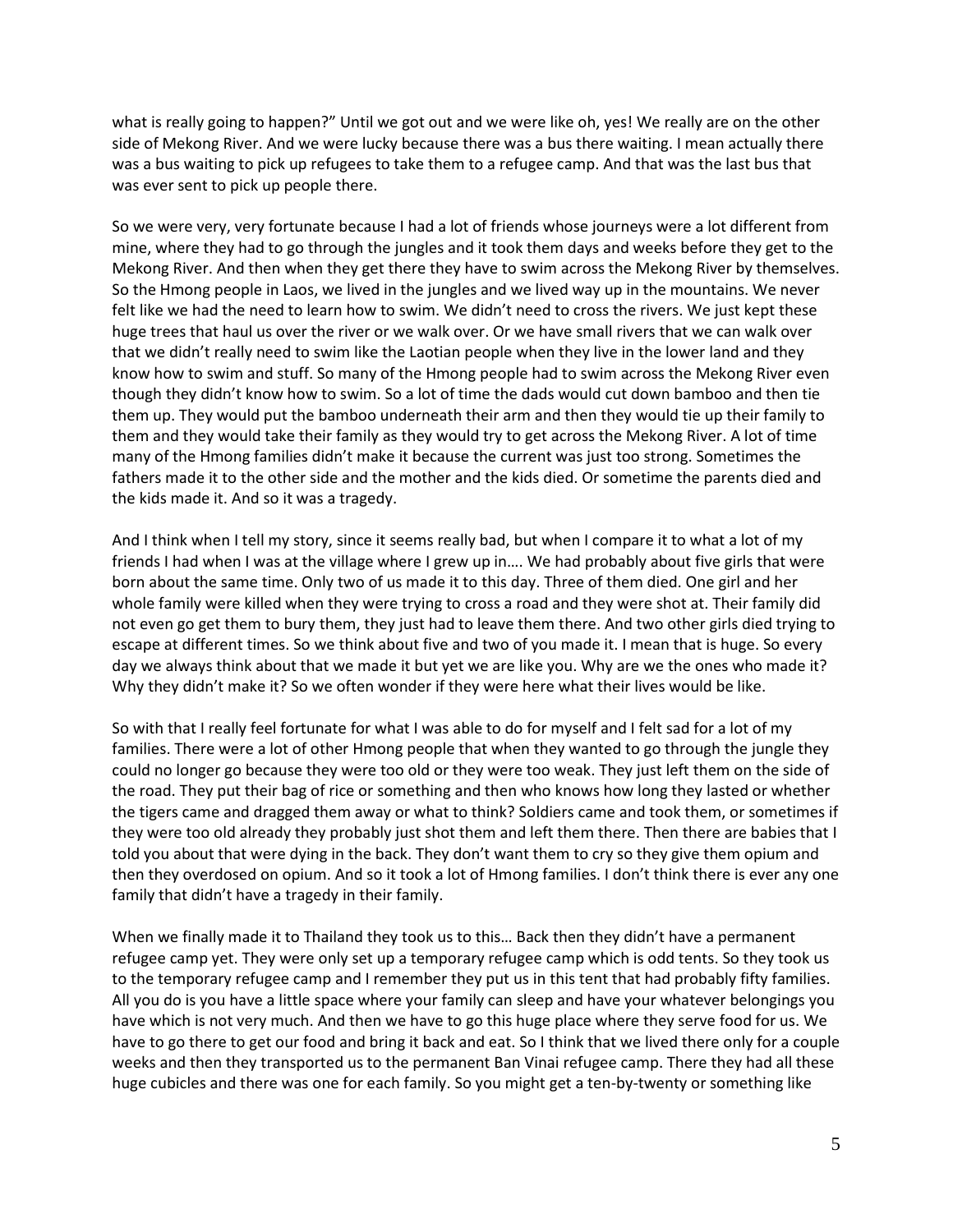what is really going to happen?" Until we got out and we were like oh, yes! We really are on the other side of Mekong River. And we were lucky because there was a bus there waiting. I mean actually there was a bus waiting to pick up refugees to take them to a refugee camp. And that was the last bus that was ever sent to pick up people there.

So we were very, very fortunate because I had a lot of friends whose journeys were a lot different from mine, where they had to go through the jungles and it took them days and weeks before they get to the Mekong River. And then when they get there they have to swim across the Mekong River by themselves. So the Hmong people in Laos, we lived in the jungles and we lived way up in the mountains. We never felt like we had the need to learn how to swim. We didn't need to cross the rivers. We just kept these huge trees that haul us over the river or we walk over. Or we have small rivers that we can walk over that we didn't really need to swim like the Laotian people when they live in the lower land and they know how to swim and stuff. So many of the Hmong people had to swim across the Mekong River even though they didn't know how to swim. So a lot of time the dads would cut down bamboo and then tie them up. They would put the bamboo underneath their arm and then they would tie up their family to them and they would take their family as they would try to get across the Mekong River. A lot of time many of the Hmong families didn't make it because the current was just too strong. Sometimes the fathers made it to the other side and the mother and the kids died. Or sometime the parents died and the kids made it. And so it was a tragedy.

And I think when I tell my story, since it seems really bad, but when I compare it to what a lot of my friends I had when I was at the village where I grew up in…. We had probably about five girls that were born about the same time. Only two of us made it to this day. Three of them died. One girl and her whole family were killed when they were trying to cross a road and they were shot at. Their family did not even go get them to bury them, they just had to leave them there. And two other girls died trying to escape at different times. So we think about five and two of you made it. I mean that is huge. So every day we always think about that we made it but yet we are like you. Why are we the ones who made it? Why they didn't make it? So we often wonder if they were here what their lives would be like.

So with that I really feel fortunate for what I was able to do for myself and I felt sad for a lot of my families. There were a lot of other Hmong people that when they wanted to go through the jungle they could no longer go because they were too old or they were too weak. They just left them on the side of the road. They put their bag of rice or something and then who knows how long they lasted or whether the tigers came and dragged them away or what to think? Soldiers came and took them, or sometimes if they were too old already they probably just shot them and left them there. Then there are babies that I told you about that were dying in the back. They don't want them to cry so they give them opium and then they overdosed on opium. And so it took a lot of Hmong families. I don't think there is ever any one family that didn't have a tragedy in their family.

When we finally made it to Thailand they took us to this… Back then they didn't have a permanent refugee camp yet. They were only set up a temporary refugee camp which is odd tents. So they took us to the temporary refugee camp and I remember they put us in this tent that had probably fifty families. All you do is you have a little space where your family can sleep and have your whatever belongings you have which is not very much. And then we have to go this huge place where they serve food for us. We have to go there to get our food and bring it back and eat. So I think that we lived there only for a couple weeks and then they transported us to the permanent Ban Vinai refugee camp. There they had all these huge cubicles and there was one for each family. So you might get a ten-by-twenty or something like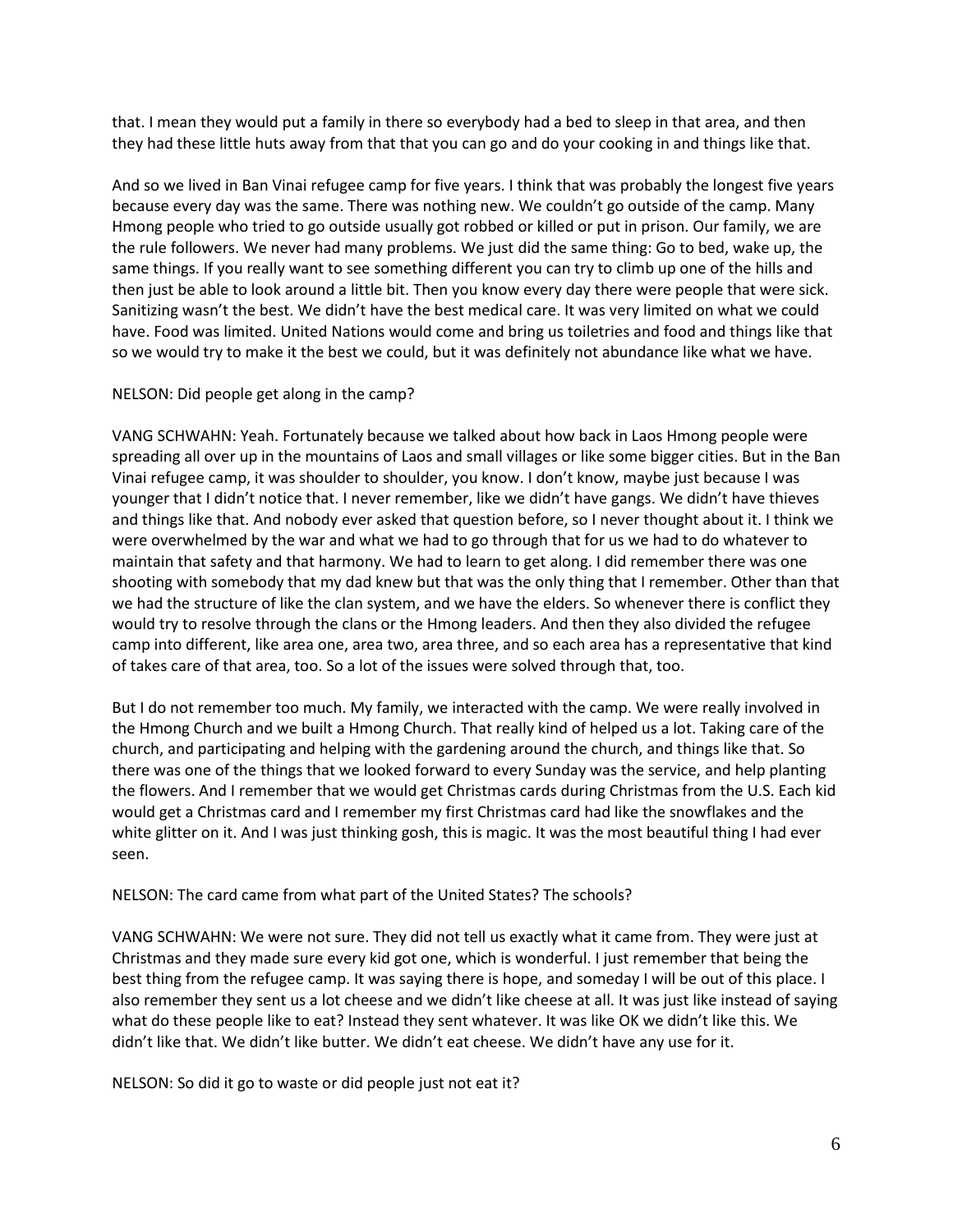that. I mean they would put a family in there so everybody had a bed to sleep in that area, and then they had these little huts away from that that you can go and do your cooking in and things like that.

And so we lived in Ban Vinai refugee camp for five years. I think that was probably the longest five years because every day was the same. There was nothing new. We couldn't go outside of the camp. Many Hmong people who tried to go outside usually got robbed or killed or put in prison. Our family, we are the rule followers. We never had many problems. We just did the same thing: Go to bed, wake up, the same things. If you really want to see something different you can try to climb up one of the hills and then just be able to look around a little bit. Then you know every day there were people that were sick. Sanitizing wasn't the best. We didn't have the best medical care. It was very limited on what we could have. Food was limited. United Nations would come and bring us toiletries and food and things like that so we would try to make it the best we could, but it was definitely not abundance like what we have.

NELSON: Did people get along in the camp?

VANG SCHWAHN: Yeah. Fortunately because we talked about how back in Laos Hmong people were spreading all over up in the mountains of Laos and small villages or like some bigger cities. But in the Ban Vinai refugee camp, it was shoulder to shoulder, you know. I don't know, maybe just because I was younger that I didn't notice that. I never remember, like we didn't have gangs. We didn't have thieves and things like that. And nobody ever asked that question before, so I never thought about it. I think we were overwhelmed by the war and what we had to go through that for us we had to do whatever to maintain that safety and that harmony. We had to learn to get along. I did remember there was one shooting with somebody that my dad knew but that was the only thing that I remember. Other than that we had the structure of like the clan system, and we have the elders. So whenever there is conflict they would try to resolve through the clans or the Hmong leaders. And then they also divided the refugee camp into different, like area one, area two, area three, and so each area has a representative that kind of takes care of that area, too. So a lot of the issues were solved through that, too.

But I do not remember too much. My family, we interacted with the camp. We were really involved in the Hmong Church and we built a Hmong Church. That really kind of helped us a lot. Taking care of the church, and participating and helping with the gardening around the church, and things like that. So there was one of the things that we looked forward to every Sunday was the service, and help planting the flowers. And I remember that we would get Christmas cards during Christmas from the U.S. Each kid would get a Christmas card and I remember my first Christmas card had like the snowflakes and the white glitter on it. And I was just thinking gosh, this is magic. It was the most beautiful thing I had ever seen.

NELSON: The card came from what part of the United States? The schools?

VANG SCHWAHN: We were not sure. They did not tell us exactly what it came from. They were just at Christmas and they made sure every kid got one, which is wonderful. I just remember that being the best thing from the refugee camp. It was saying there is hope, and someday I will be out of this place. I also remember they sent us a lot cheese and we didn't like cheese at all. It was just like instead of saying what do these people like to eat? Instead they sent whatever. It was like OK we didn't like this. We didn't like that. We didn't like butter. We didn't eat cheese. We didn't have any use for it.

NELSON: So did it go to waste or did people just not eat it?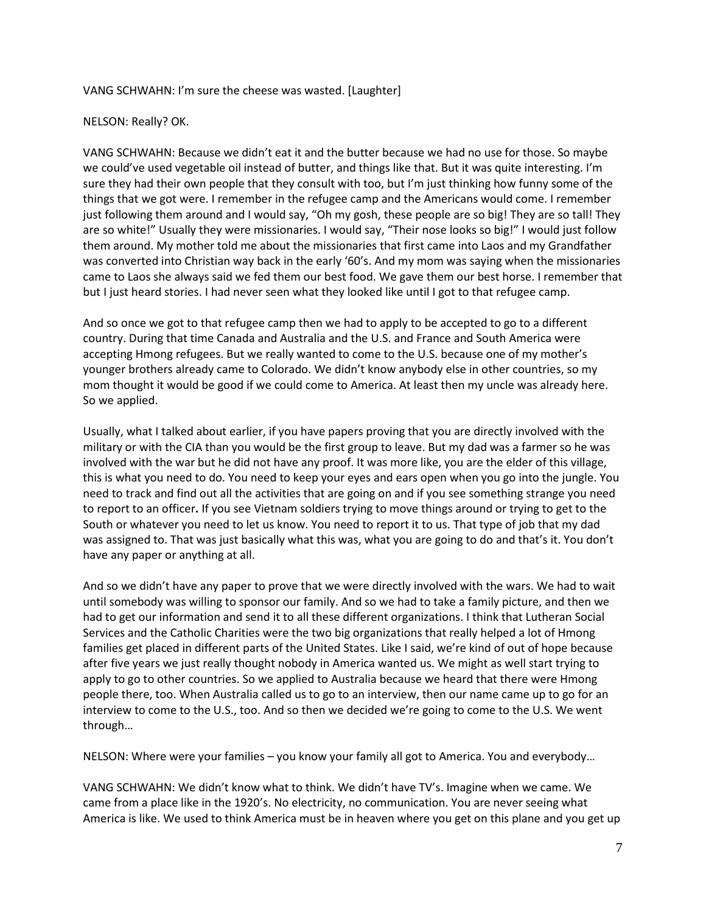VANG SCHWAHN: I'm sure the cheese was wasted. [Laughter]

NELSON: Really? OK.

VANG SCHWAHN: Because we didn't eat it and the butter because we had no use for those. So maybe we could've used vegetable oil instead of butter, and things like that. But it was quite interesting. I'm sure they had their own people that they consult with too, but I'm just thinking how funny some of the things that we got were. I remember in the refugee camp and the Americans would come. I remember just following them around and I would say, "Oh my gosh, these people are so big! They are so tall! They are so white!" Usually they were missionaries. I would say, "Their nose looks so big!" I would just follow them around. My mother told me about the missionaries that first came into Laos and my Grandfather was converted into Christian way back in the early '60's. And my mom was saying when the missionaries came to Laos she always said we fed them our best food. We gave them our best horse. I remember that but I just heard stories. I had never seen what they looked like until I got to that refugee camp.

And so once we got to that refugee camp then we had to apply to be accepted to go to a different country. During that time Canada and Australia and the U.S. and France and South America were accepting Hmong refugees. But we really wanted to come to the U.S. because one of my mother's younger brothers already came to Colorado. We didn't know anybody else in other countries, so my mom thought it would be good if we could come to America. At least then my uncle was already here. So we applied.

Usually, what I talked about earlier, if you have papers proving that you are directly involved with the military or with the CIA than you would be the first group to leave. But my dad was a farmer so he was involved with the war but he did not have any proof. It was more like, you are the elder of this village, this is what you need to do. You need to keep your eyes and ears open when you go into the jungle. You need to track and find out all the activities that are going on and if you see something strange you need to report to an officer**.** If you see Vietnam soldiers trying to move things around or trying to get to the South or whatever you need to let us know. You need to report it to us. That type of job that my dad was assigned to. That was just basically what this was, what you are going to do and that's it. You don't have any paper or anything at all.

And so we didn't have any paper to prove that we were directly involved with the wars. We had to wait until somebody was willing to sponsor our family. And so we had to take a family picture, and then we had to get our information and send it to all these different organizations. I think that Lutheran Social Services and the Catholic Charities were the two big organizations that really helped a lot of Hmong families get placed in different parts of the United States. Like I said, we're kind of out of hope because after five years we just really thought nobody in America wanted us. We might as well start trying to apply to go to other countries. So we applied to Australia because we heard that there were Hmong people there, too. When Australia called us to go to an interview, then our name came up to go for an interview to come to the U.S., too. And so then we decided we're going to come to the U.S. We went through…

NELSON: Where were your families – you know your family all got to America. You and everybody…

VANG SCHWAHN: We didn't know what to think. We didn't have TV's. Imagine when we came. We came from a place like in the 1920's. No electricity, no communication. You are never seeing what America is like. We used to think America must be in heaven where you get on this plane and you get up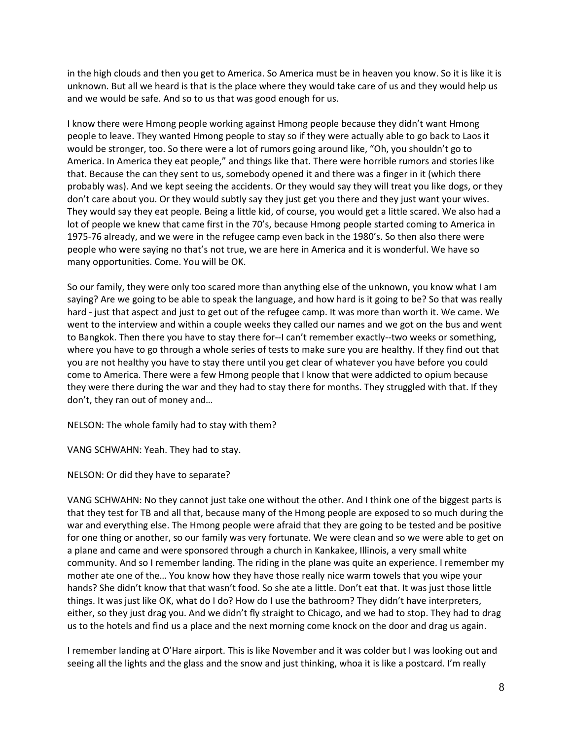in the high clouds and then you get to America. So America must be in heaven you know. So it is like it is unknown. But all we heard is that is the place where they would take care of us and they would help us and we would be safe. And so to us that was good enough for us.

I know there were Hmong people working against Hmong people because they didn't want Hmong people to leave. They wanted Hmong people to stay so if they were actually able to go back to Laos it would be stronger, too. So there were a lot of rumors going around like, "Oh, you shouldn't go to America. In America they eat people," and things like that. There were horrible rumors and stories like that. Because the can they sent to us, somebody opened it and there was a finger in it (which there probably was). And we kept seeing the accidents. Or they would say they will treat you like dogs, or they don't care about you. Or they would subtly say they just get you there and they just want your wives. They would say they eat people. Being a little kid, of course, you would get a little scared. We also had a lot of people we knew that came first in the 70's, because Hmong people started coming to America in 1975-76 already, and we were in the refugee camp even back in the 1980's. So then also there were people who were saying no that's not true, we are here in America and it is wonderful. We have so many opportunities. Come. You will be OK.

So our family, they were only too scared more than anything else of the unknown, you know what I am saying? Are we going to be able to speak the language, and how hard is it going to be? So that was really hard - just that aspect and just to get out of the refugee camp. It was more than worth it. We came. We went to the interview and within a couple weeks they called our names and we got on the bus and went to Bangkok. Then there you have to stay there for--I can't remember exactly--two weeks or something, where you have to go through a whole series of tests to make sure you are healthy. If they find out that you are not healthy you have to stay there until you get clear of whatever you have before you could come to America. There were a few Hmong people that I know that were addicted to opium because they were there during the war and they had to stay there for months. They struggled with that. If they don't, they ran out of money and…

NELSON: The whole family had to stay with them?

VANG SCHWAHN: Yeah. They had to stay.

NELSON: Or did they have to separate?

VANG SCHWAHN: No they cannot just take one without the other. And I think one of the biggest parts is that they test for TB and all that, because many of the Hmong people are exposed to so much during the war and everything else. The Hmong people were afraid that they are going to be tested and be positive for one thing or another, so our family was very fortunate. We were clean and so we were able to get on a plane and came and were sponsored through a church in Kankakee, Illinois, a very small white community. And so I remember landing. The riding in the plane was quite an experience. I remember my mother ate one of the… You know how they have those really nice warm towels that you wipe your hands? She didn't know that that wasn't food. So she ate a little. Don't eat that. It was just those little things. It was just like OK, what do I do? How do I use the bathroom? They didn't have interpreters, either, so they just drag you. And we didn't fly straight to Chicago, and we had to stop. They had to drag us to the hotels and find us a place and the next morning come knock on the door and drag us again.

I remember landing at O'Hare airport. This is like November and it was colder but I was looking out and seeing all the lights and the glass and the snow and just thinking, whoa it is like a postcard. I'm really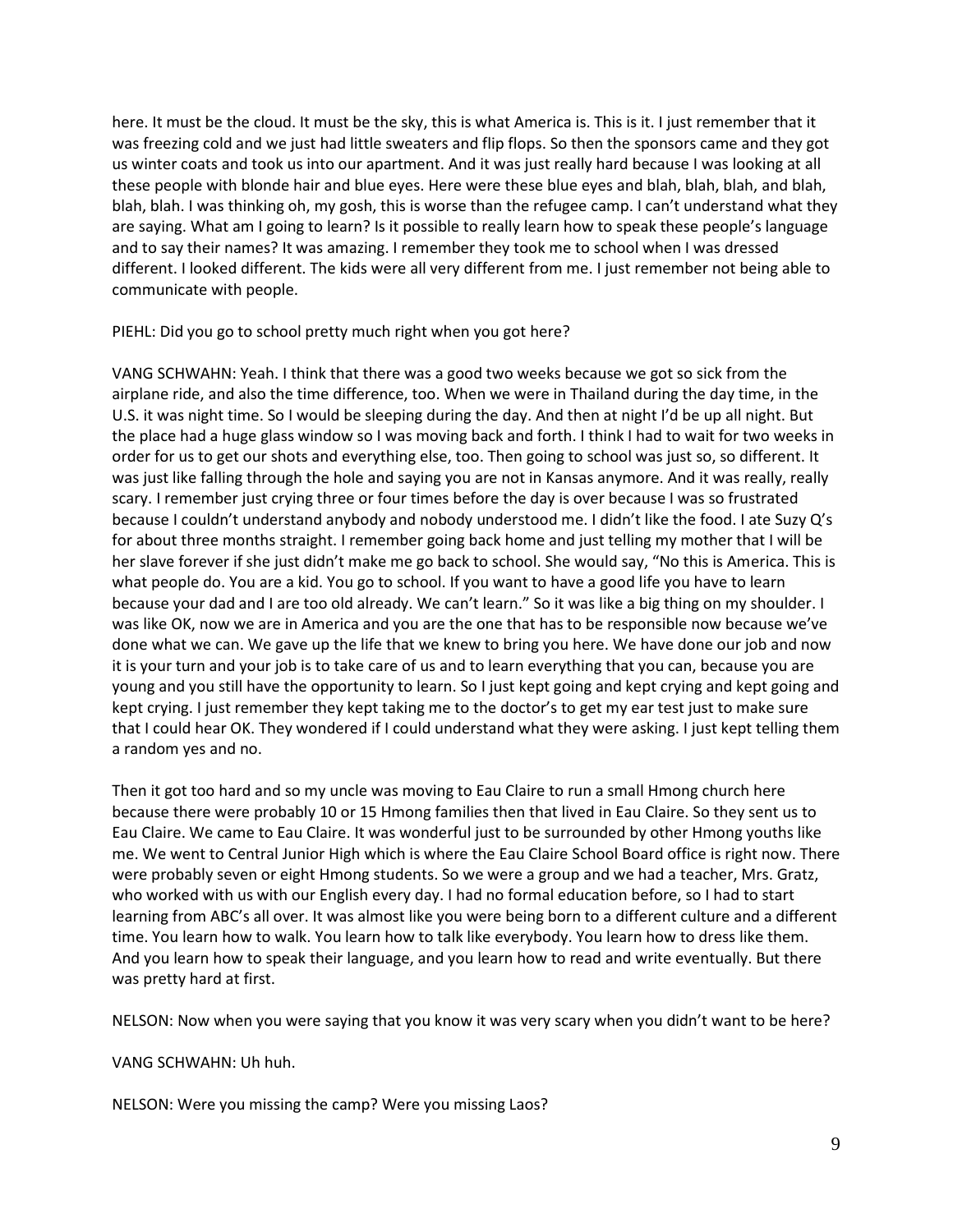here. It must be the cloud. It must be the sky, this is what America is. This is it. I just remember that it was freezing cold and we just had little sweaters and flip flops. So then the sponsors came and they got us winter coats and took us into our apartment. And it was just really hard because I was looking at all these people with blonde hair and blue eyes. Here were these blue eyes and blah, blah, blah, and blah, blah, blah. I was thinking oh, my gosh, this is worse than the refugee camp. I can't understand what they are saying. What am I going to learn? Is it possible to really learn how to speak these people's language and to say their names? It was amazing. I remember they took me to school when I was dressed different. I looked different. The kids were all very different from me. I just remember not being able to communicate with people.

PIEHL: Did you go to school pretty much right when you got here?

VANG SCHWAHN: Yeah. I think that there was a good two weeks because we got so sick from the airplane ride, and also the time difference, too. When we were in Thailand during the day time, in the U.S. it was night time. So I would be sleeping during the day. And then at night I'd be up all night. But the place had a huge glass window so I was moving back and forth. I think I had to wait for two weeks in order for us to get our shots and everything else, too. Then going to school was just so, so different. It was just like falling through the hole and saying you are not in Kansas anymore. And it was really, really scary. I remember just crying three or four times before the day is over because I was so frustrated because I couldn't understand anybody and nobody understood me. I didn't like the food. I ate Suzy Q's for about three months straight. I remember going back home and just telling my mother that I will be her slave forever if she just didn't make me go back to school. She would say, "No this is America. This is what people do. You are a kid. You go to school. If you want to have a good life you have to learn because your dad and I are too old already. We can't learn." So it was like a big thing on my shoulder. I was like OK, now we are in America and you are the one that has to be responsible now because we've done what we can. We gave up the life that we knew to bring you here. We have done our job and now it is your turn and your job is to take care of us and to learn everything that you can, because you are young and you still have the opportunity to learn. So I just kept going and kept crying and kept going and kept crying. I just remember they kept taking me to the doctor's to get my ear test just to make sure that I could hear OK. They wondered if I could understand what they were asking. I just kept telling them a random yes and no.

Then it got too hard and so my uncle was moving to Eau Claire to run a small Hmong church here because there were probably 10 or 15 Hmong families then that lived in Eau Claire. So they sent us to Eau Claire. We came to Eau Claire. It was wonderful just to be surrounded by other Hmong youths like me. We went to Central Junior High which is where the Eau Claire School Board office is right now. There were probably seven or eight Hmong students. So we were a group and we had a teacher, Mrs. Gratz, who worked with us with our English every day. I had no formal education before, so I had to start learning from ABC's all over. It was almost like you were being born to a different culture and a different time. You learn how to walk. You learn how to talk like everybody. You learn how to dress like them. And you learn how to speak their language, and you learn how to read and write eventually. But there was pretty hard at first.

NELSON: Now when you were saying that you know it was very scary when you didn't want to be here?

VANG SCHWAHN: Uh huh.

NELSON: Were you missing the camp? Were you missing Laos?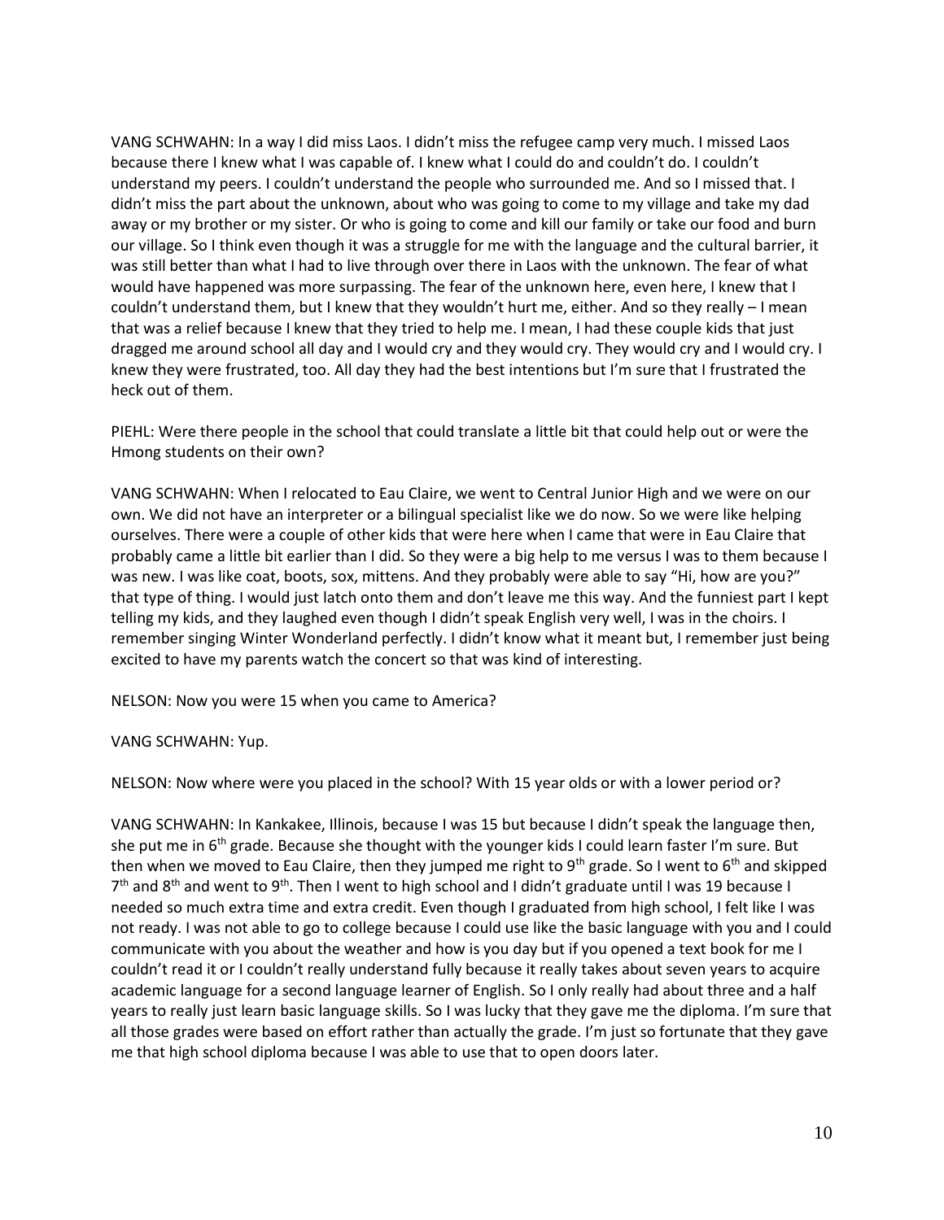VANG SCHWAHN: In a way I did miss Laos. I didn't miss the refugee camp very much. I missed Laos because there I knew what I was capable of. I knew what I could do and couldn't do. I couldn't understand my peers. I couldn't understand the people who surrounded me. And so I missed that. I didn't miss the part about the unknown, about who was going to come to my village and take my dad away or my brother or my sister. Or who is going to come and kill our family or take our food and burn our village. So I think even though it was a struggle for me with the language and the cultural barrier, it was still better than what I had to live through over there in Laos with the unknown. The fear of what would have happened was more surpassing. The fear of the unknown here, even here, I knew that I couldn't understand them, but I knew that they wouldn't hurt me, either. And so they really – I mean that was a relief because I knew that they tried to help me. I mean, I had these couple kids that just dragged me around school all day and I would cry and they would cry. They would cry and I would cry. I knew they were frustrated, too. All day they had the best intentions but I'm sure that I frustrated the heck out of them.

PIEHL: Were there people in the school that could translate a little bit that could help out or were the Hmong students on their own?

VANG SCHWAHN: When I relocated to Eau Claire, we went to Central Junior High and we were on our own. We did not have an interpreter or a bilingual specialist like we do now. So we were like helping ourselves. There were a couple of other kids that were here when I came that were in Eau Claire that probably came a little bit earlier than I did. So they were a big help to me versus I was to them because I was new. I was like coat, boots, sox, mittens. And they probably were able to say "Hi, how are you?" that type of thing. I would just latch onto them and don't leave me this way. And the funniest part I kept telling my kids, and they laughed even though I didn't speak English very well, I was in the choirs. I remember singing Winter Wonderland perfectly. I didn't know what it meant but, I remember just being excited to have my parents watch the concert so that was kind of interesting.

NELSON: Now you were 15 when you came to America?

VANG SCHWAHN: Yup.

NELSON: Now where were you placed in the school? With 15 year olds or with a lower period or?

VANG SCHWAHN: In Kankakee, Illinois, because I was 15 but because I didn't speak the language then, she put me in 6th grade. Because she thought with the younger kids I could learn faster I'm sure. But then when we moved to Eau Claire, then they jumped me right to 9th grade. So I went to 6th and skipped 7th and 8th and went to 9th. Then I went to high school and I didn't graduate until I was 19 because I needed so much extra time and extra credit. Even though I graduated from high school, I felt like I was not ready. I was not able to go to college because I could use like the basic language with you and I could communicate with you about the weather and how is you day but if you opened a text book for me I couldn't read it or I couldn't really understand fully because it really takes about seven years to acquire academic language for a second language learner of English. So I only really had about three and a half years to really just learn basic language skills. So I was lucky that they gave me the diploma. I'm sure that all those grades were based on effort rather than actually the grade. I'm just so fortunate that they gave me that high school diploma because I was able to use that to open doors later.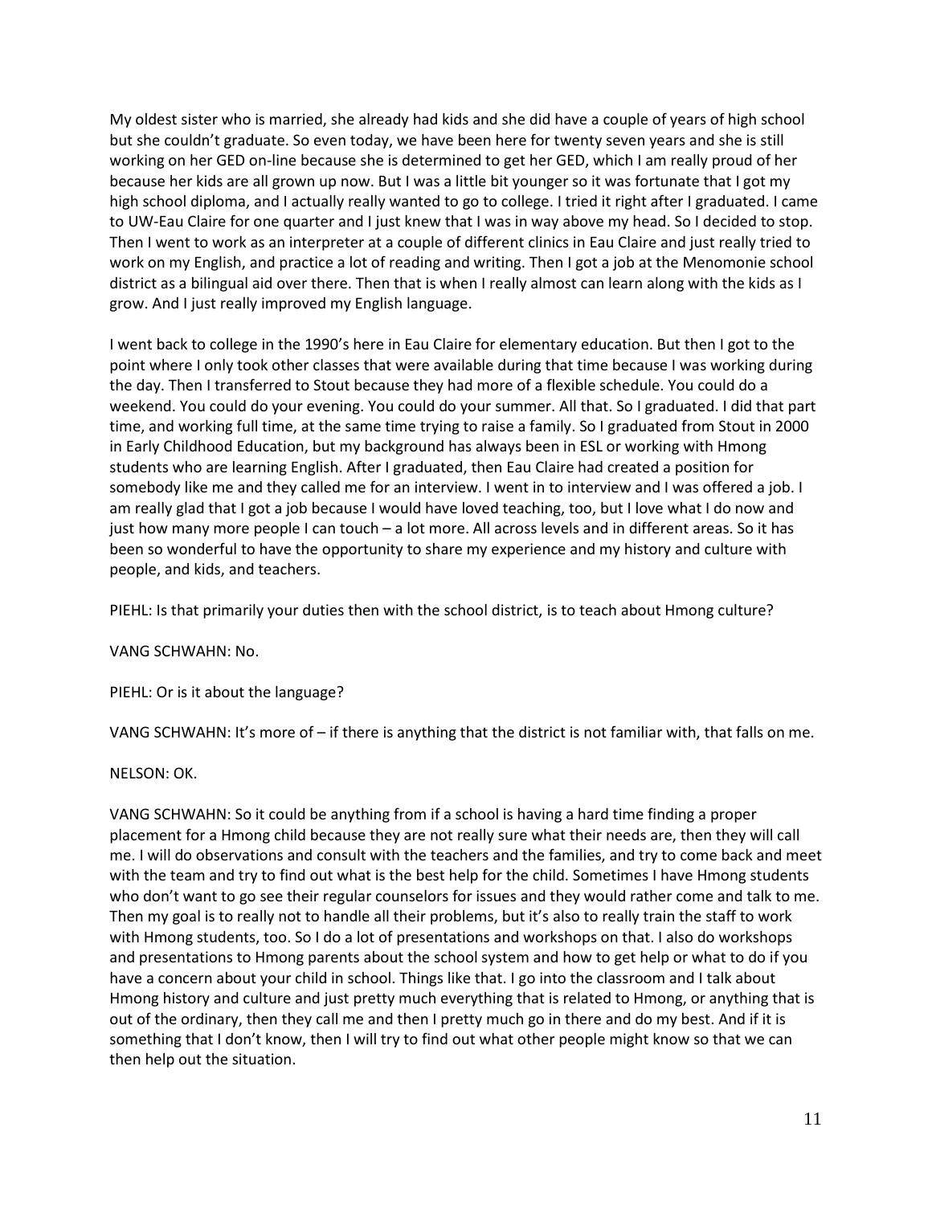My oldest sister who is married, she already had kids and she did have a couple of years of high school but she couldn't graduate. So even today, we have been here for twenty seven years and she is still working on her GED on-line because she is determined to get her GED, which I am really proud of her because her kids are all grown up now. But I was a little bit younger so it was fortunate that I got my high school diploma, and I actually really wanted to go to college. I tried it right after I graduated. I came to UW-Eau Claire for one quarter and I just knew that I was in way above my head. So I decided to stop. Then I went to work as an interpreter at a couple of different clinics in Eau Claire and just really tried to work on my English, and practice a lot of reading and writing. Then I got a job at the Menomonie school district as a bilingual aid over there. Then that is when I really almost can learn along with the kids as I grow. And I just really improved my English language.

I went back to college in the 1990's here in Eau Claire for elementary education. But then I got to the point where I only took other classes that were available during that time because I was working during the day. Then I transferred to Stout because they had more of a flexible schedule. You could do a weekend. You could do your evening. You could do your summer. All that. So I graduated. I did that part time, and working full time, at the same time trying to raise a family. So I graduated from Stout in 2000 in Early Childhood Education, but my background has always been in ESL or working with Hmong students who are learning English. After I graduated, then Eau Claire had created a position for somebody like me and they called me for an interview. I went in to interview and I was offered a job. I am really glad that I got a job because I would have loved teaching, too, but I love what I do now and just how many more people I can touch – a lot more. All across levels and in different areas. So it has been so wonderful to have the opportunity to share my experience and my history and culture with people, and kids, and teachers.

PIEHL: Is that primarily your duties then with the school district, is to teach about Hmong culture?

VANG SCHWAHN: No.

PIEHL: Or is it about the language?

VANG SCHWAHN: It's more of – if there is anything that the district is not familiar with, that falls on me.

NELSON: OK.

VANG SCHWAHN: So it could be anything from if a school is having a hard time finding a proper placement for a Hmong child because they are not really sure what their needs are, then they will call me. I will do observations and consult with the teachers and the families, and try to come back and meet with the team and try to find out what is the best help for the child. Sometimes I have Hmong students who don't want to go see their regular counselors for issues and they would rather come and talk to me. Then my goal is to really not to handle all their problems, but it's also to really train the staff to work with Hmong students, too. So I do a lot of presentations and workshops on that. I also do workshops and presentations to Hmong parents about the school system and how to get help or what to do if you have a concern about your child in school. Things like that. I go into the classroom and I talk about Hmong history and culture and just pretty much everything that is related to Hmong, or anything that is out of the ordinary, then they call me and then I pretty much go in there and do my best. And if it is something that I don't know, then I will try to find out what other people might know so that we can then help out the situation.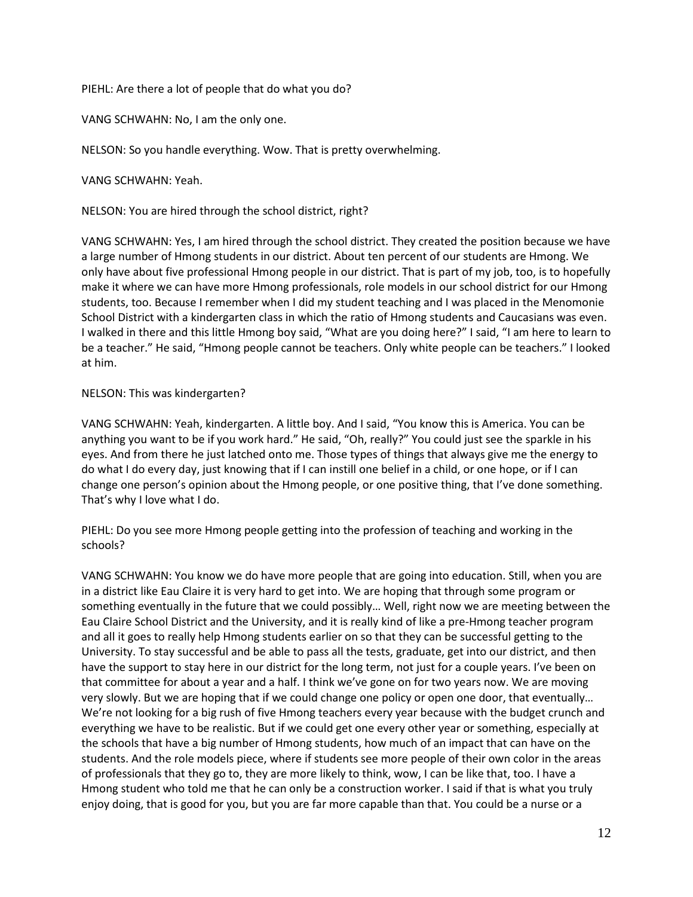PIEHL: Are there a lot of people that do what you do?

VANG SCHWAHN: No, I am the only one.

NELSON: So you handle everything. Wow. That is pretty overwhelming.

VANG SCHWAHN: Yeah.

NELSON: You are hired through the school district, right?

VANG SCHWAHN: Yes, I am hired through the school district. They created the position because we have a large number of Hmong students in our district. About ten percent of our students are Hmong. We only have about five professional Hmong people in our district. That is part of my job, too, is to hopefully make it where we can have more Hmong professionals, role models in our school district for our Hmong students, too. Because I remember when I did my student teaching and I was placed in the Menomonie School District with a kindergarten class in which the ratio of Hmong students and Caucasians was even. I walked in there and this little Hmong boy said, "What are you doing here?" I said, "I am here to learn to be a teacher." He said, "Hmong people cannot be teachers. Only white people can be teachers." I looked at him.

NELSON: This was kindergarten?

VANG SCHWAHN: Yeah, kindergarten. A little boy. And I said, "You know this is America. You can be anything you want to be if you work hard." He said, "Oh, really?" You could just see the sparkle in his eyes. And from there he just latched onto me. Those types of things that always give me the energy to do what I do every day, just knowing that if I can instill one belief in a child, or one hope, or if I can change one person's opinion about the Hmong people, or one positive thing, that I've done something. That's why I love what I do.

PIEHL: Do you see more Hmong people getting into the profession of teaching and working in the schools?

VANG SCHWAHN: You know we do have more people that are going into education. Still, when you are in a district like Eau Claire it is very hard to get into. We are hoping that through some program or something eventually in the future that we could possibly… Well, right now we are meeting between the Eau Claire School District and the University, and it is really kind of like a pre-Hmong teacher program and all it goes to really help Hmong students earlier on so that they can be successful getting to the University. To stay successful and be able to pass all the tests, graduate, get into our district, and then have the support to stay here in our district for the long term, not just for a couple years. I've been on that committee for about a year and a half. I think we've gone on for two years now. We are moving very slowly. But we are hoping that if we could change one policy or open one door, that eventually… We're not looking for a big rush of five Hmong teachers every year because with the budget crunch and everything we have to be realistic. But if we could get one every other year or something, especially at the schools that have a big number of Hmong students, how much of an impact that can have on the students. And the role models piece, where if students see more people of their own color in the areas of professionals that they go to, they are more likely to think, wow, I can be like that, too. I have a Hmong student who told me that he can only be a construction worker. I said if that is what you truly enjoy doing, that is good for you, but you are far more capable than that. You could be a nurse or a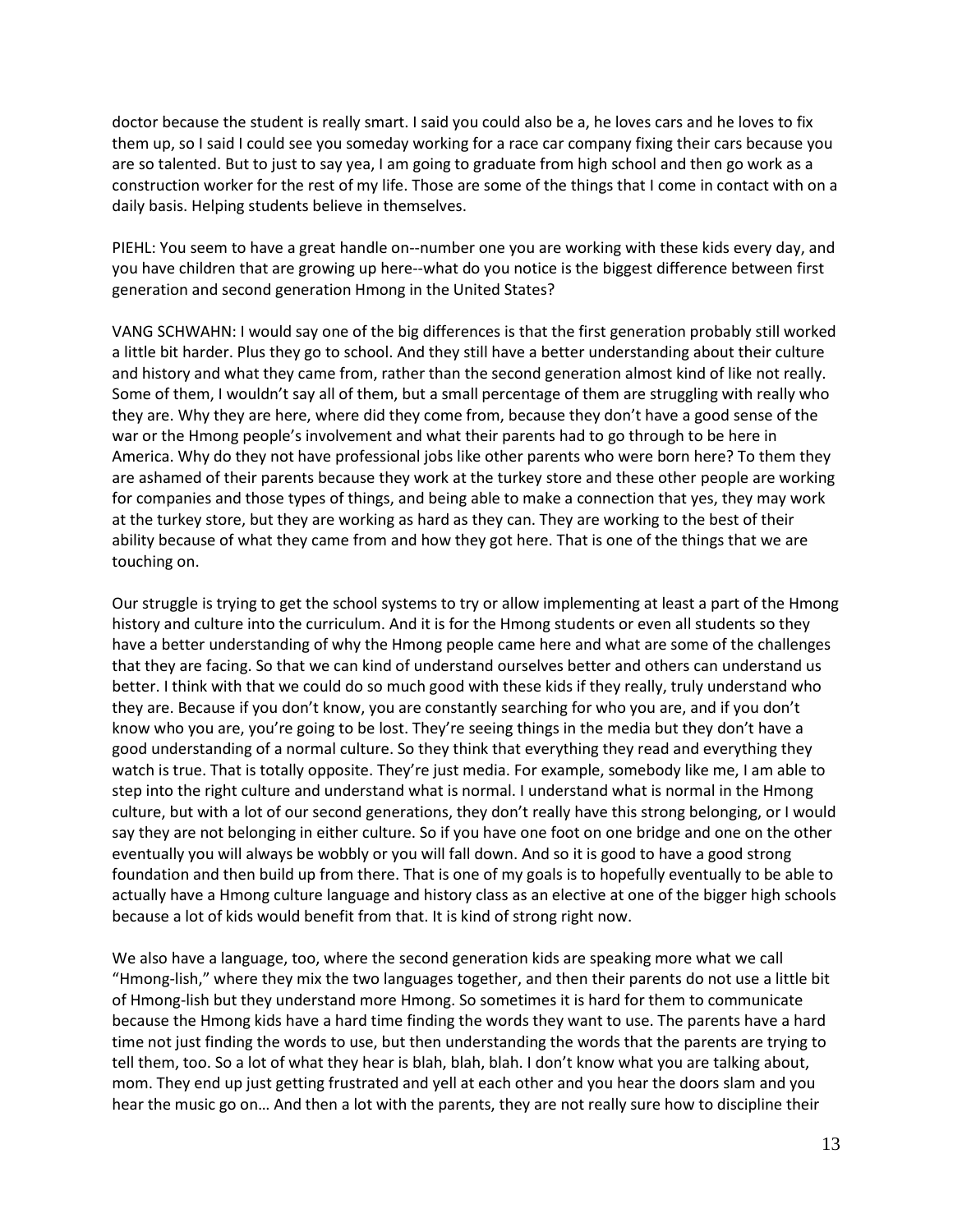doctor because the student is really smart. I said you could also be a, he loves cars and he loves to fix them up, so I said I could see you someday working for a race car company fixing their cars because you are so talented. But to just to say yea, I am going to graduate from high school and then go work as a construction worker for the rest of my life. Those are some of the things that I come in contact with on a daily basis. Helping students believe in themselves.

PIEHL: You seem to have a great handle on--number one you are working with these kids every day, and you have children that are growing up here--what do you notice is the biggest difference between first generation and second generation Hmong in the United States?

VANG SCHWAHN: I would say one of the big differences is that the first generation probably still worked a little bit harder. Plus they go to school. And they still have a better understanding about their culture and history and what they came from, rather than the second generation almost kind of like not really. Some of them, I wouldn't say all of them, but a small percentage of them are struggling with really who they are. Why they are here, where did they come from, because they don't have a good sense of the war or the Hmong people's involvement and what their parents had to go through to be here in America. Why do they not have professional jobs like other parents who were born here? To them they are ashamed of their parents because they work at the turkey store and these other people are working for companies and those types of things, and being able to make a connection that yes, they may work at the turkey store, but they are working as hard as they can. They are working to the best of their ability because of what they came from and how they got here. That is one of the things that we are touching on.

Our struggle is trying to get the school systems to try or allow implementing at least a part of the Hmong history and culture into the curriculum. And it is for the Hmong students or even all students so they have a better understanding of why the Hmong people came here and what are some of the challenges that they are facing. So that we can kind of understand ourselves better and others can understand us better. I think with that we could do so much good with these kids if they really, truly understand who they are. Because if you don't know, you are constantly searching for who you are, and if you don't know who you are, you're going to be lost. They're seeing things in the media but they don't have a good understanding of a normal culture. So they think that everything they read and everything they watch is true. That is totally opposite. They're just media. For example, somebody like me, I am able to step into the right culture and understand what is normal. I understand what is normal in the Hmong culture, but with a lot of our second generations, they don't really have this strong belonging, or I would say they are not belonging in either culture. So if you have one foot on one bridge and one on the other eventually you will always be wobbly or you will fall down. And so it is good to have a good strong foundation and then build up from there. That is one of my goals is to hopefully eventually to be able to actually have a Hmong culture language and history class as an elective at one of the bigger high schools because a lot of kids would benefit from that. It is kind of strong right now.

We also have a language, too, where the second generation kids are speaking more what we call "Hmong-lish," where they mix the two languages together, and then their parents do not use a little bit of Hmong-lish but they understand more Hmong. So sometimes it is hard for them to communicate because the Hmong kids have a hard time finding the words they want to use. The parents have a hard time not just finding the words to use, but then understanding the words that the parents are trying to tell them, too. So a lot of what they hear is blah, blah, blah. I don't know what you are talking about, mom. They end up just getting frustrated and yell at each other and you hear the doors slam and you hear the music go on… And then a lot with the parents, they are not really sure how to discipline their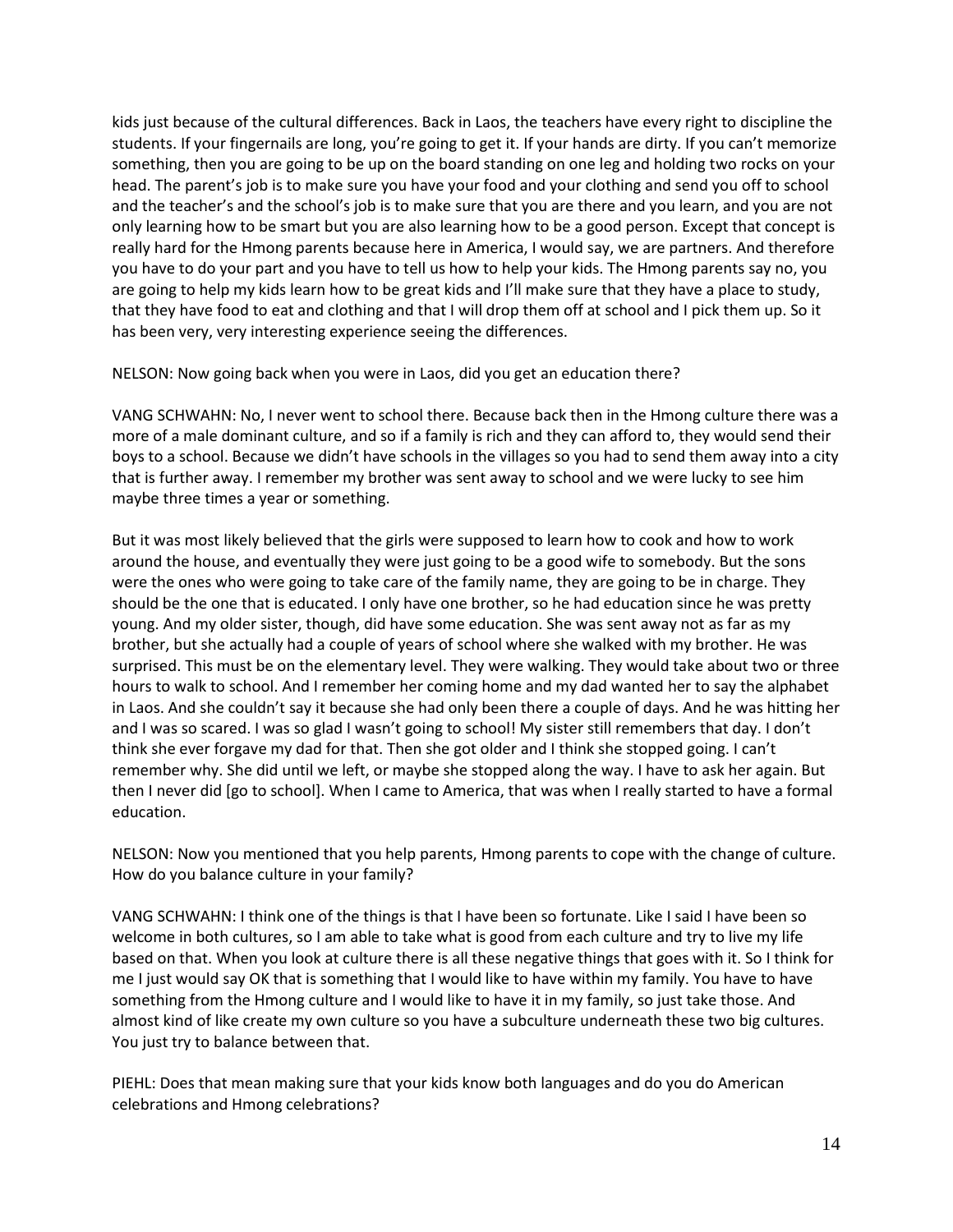kids just because of the cultural differences. Back in Laos, the teachers have every right to discipline the students. If your fingernails are long, you're going to get it. If your hands are dirty. If you can't memorize something, then you are going to be up on the board standing on one leg and holding two rocks on your head. The parent's job is to make sure you have your food and your clothing and send you off to school and the teacher's and the school's job is to make sure that you are there and you learn, and you are not only learning how to be smart but you are also learning how to be a good person. Except that concept is really hard for the Hmong parents because here in America, I would say, we are partners. And therefore you have to do your part and you have to tell us how to help your kids. The Hmong parents say no, you are going to help my kids learn how to be great kids and I'll make sure that they have a place to study, that they have food to eat and clothing and that I will drop them off at school and I pick them up. So it has been very, very interesting experience seeing the differences.

NELSON: Now going back when you were in Laos, did you get an education there?

VANG SCHWAHN: No, I never went to school there. Because back then in the Hmong culture there was a more of a male dominant culture, and so if a family is rich and they can afford to, they would send their boys to a school. Because we didn't have schools in the villages so you had to send them away into a city that is further away. I remember my brother was sent away to school and we were lucky to see him maybe three times a year or something.

But it was most likely believed that the girls were supposed to learn how to cook and how to work around the house, and eventually they were just going to be a good wife to somebody. But the sons were the ones who were going to take care of the family name, they are going to be in charge. They should be the one that is educated. I only have one brother, so he had education since he was pretty young. And my older sister, though, did have some education. She was sent away not as far as my brother, but she actually had a couple of years of school where she walked with my brother. He was surprised. This must be on the elementary level. They were walking. They would take about two or three hours to walk to school. And I remember her coming home and my dad wanted her to say the alphabet in Laos. And she couldn't say it because she had only been there a couple of days. And he was hitting her and I was so scared. I was so glad I wasn't going to school! My sister still remembers that day. I don't think she ever forgave my dad for that. Then she got older and I think she stopped going. I can't remember why. She did until we left, or maybe she stopped along the way. I have to ask her again. But then I never did [go to school]. When I came to America, that was when I really started to have a formal education.

NELSON: Now you mentioned that you help parents, Hmong parents to cope with the change of culture. How do you balance culture in your family?

VANG SCHWAHN: I think one of the things is that I have been so fortunate. Like I said I have been so welcome in both cultures, so I am able to take what is good from each culture and try to live my life based on that. When you look at culture there is all these negative things that goes with it. So I think for me I just would say OK that is something that I would like to have within my family. You have to have something from the Hmong culture and I would like to have it in my family, so just take those. And almost kind of like create my own culture so you have a subculture underneath these two big cultures. You just try to balance between that.

PIEHL: Does that mean making sure that your kids know both languages and do you do American celebrations and Hmong celebrations?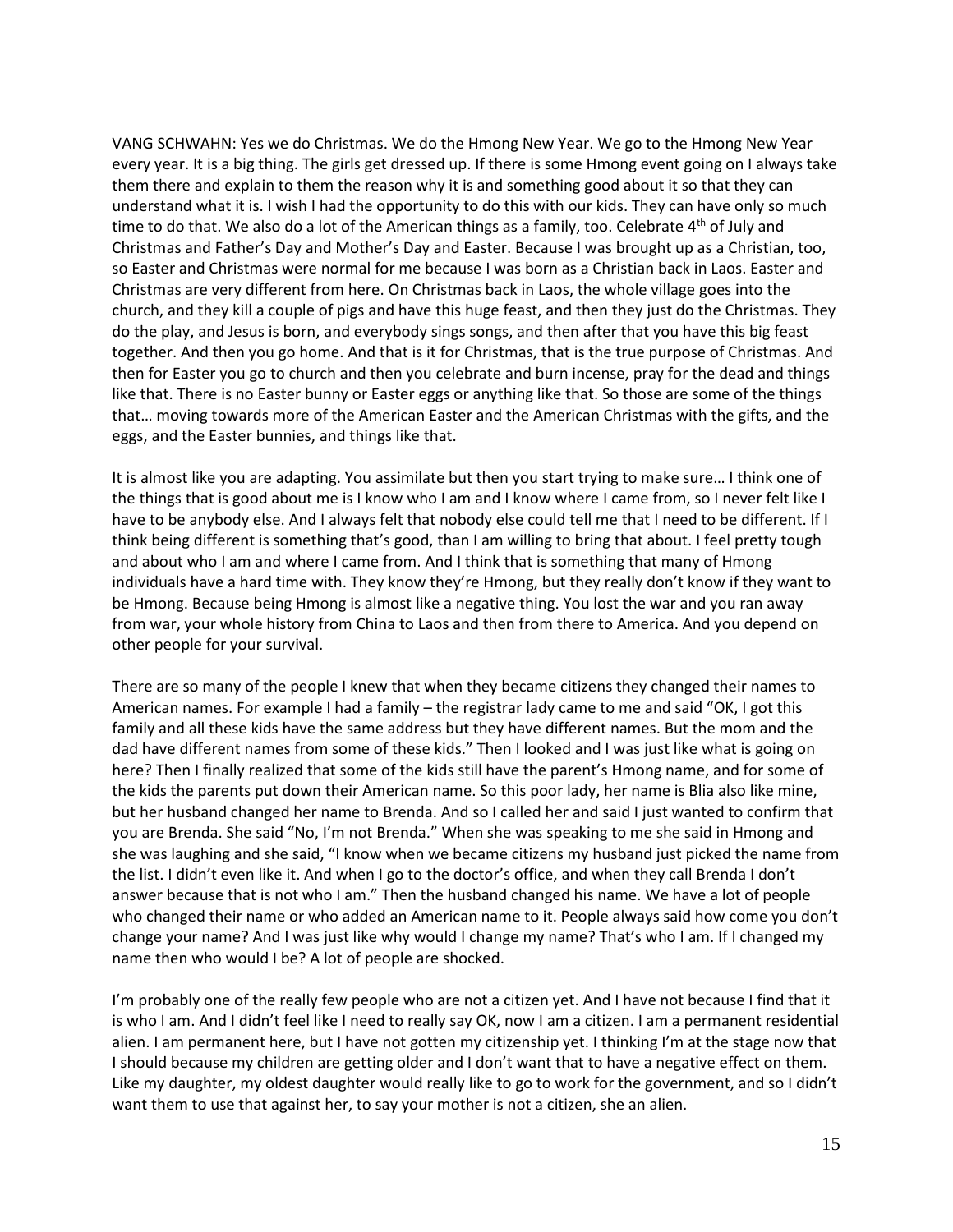VANG SCHWAHN: Yes we do Christmas. We do the Hmong New Year. We go to the Hmong New Year every year. It is a big thing. The girls get dressed up. If there is some Hmong event going on I always take them there and explain to them the reason why it is and something good about it so that they can understand what it is. I wish I had the opportunity to do this with our kids. They can have only so much time to do that. We also do a lot of the American things as a family, too. Celebrate 4th of July and Christmas and Father's Day and Mother's Day and Easter. Because I was brought up as a Christian, too, so Easter and Christmas were normal for me because I was born as a Christian back in Laos. Easter and Christmas are very different from here. On Christmas back in Laos, the whole village goes into the church, and they kill a couple of pigs and have this huge feast, and then they just do the Christmas. They do the play, and Jesus is born, and everybody sings songs, and then after that you have this big feast together. And then you go home. And that is it for Christmas, that is the true purpose of Christmas. And then for Easter you go to church and then you celebrate and burn incense, pray for the dead and things like that. There is no Easter bunny or Easter eggs or anything like that. So those are some of the things that… moving towards more of the American Easter and the American Christmas with the gifts, and the eggs, and the Easter bunnies, and things like that.

It is almost like you are adapting. You assimilate but then you start trying to make sure… I think one of the things that is good about me is I know who I am and I know where I came from, so I never felt like I have to be anybody else. And I always felt that nobody else could tell me that I need to be different. If I think being different is something that's good, than I am willing to bring that about. I feel pretty tough and about who I am and where I came from. And I think that is something that many of Hmong individuals have a hard time with. They know they're Hmong, but they really don't know if they want to be Hmong. Because being Hmong is almost like a negative thing. You lost the war and you ran away from war, your whole history from China to Laos and then from there to America. And you depend on other people for your survival.

There are so many of the people I knew that when they became citizens they changed their names to American names. For example I had a family – the registrar lady came to me and said "OK, I got this family and all these kids have the same address but they have different names. But the mom and the dad have different names from some of these kids." Then I looked and I was just like what is going on here? Then I finally realized that some of the kids still have the parent's Hmong name, and for some of the kids the parents put down their American name. So this poor lady, her name is Blia also like mine, but her husband changed her name to Brenda. And so I called her and said I just wanted to confirm that you are Brenda. She said "No, I'm not Brenda." When she was speaking to me she said in Hmong and she was laughing and she said, "I know when we became citizens my husband just picked the name from the list. I didn't even like it. And when I go to the doctor's office, and when they call Brenda I don't answer because that is not who I am." Then the husband changed his name. We have a lot of people who changed their name or who added an American name to it. People always said how come you don't change your name? And I was just like why would I change my name? That's who I am. If I changed my name then who would I be? A lot of people are shocked.

I'm probably one of the really few people who are not a citizen yet. And I have not because I find that it is who I am. And I didn't feel like I need to really say OK, now I am a citizen. I am a permanent residential alien. I am permanent here, but I have not gotten my citizenship yet. I thinking I'm at the stage now that I should because my children are getting older and I don't want that to have a negative effect on them. Like my daughter, my oldest daughter would really like to go to work for the government, and so I didn't want them to use that against her, to say your mother is not a citizen, she an alien.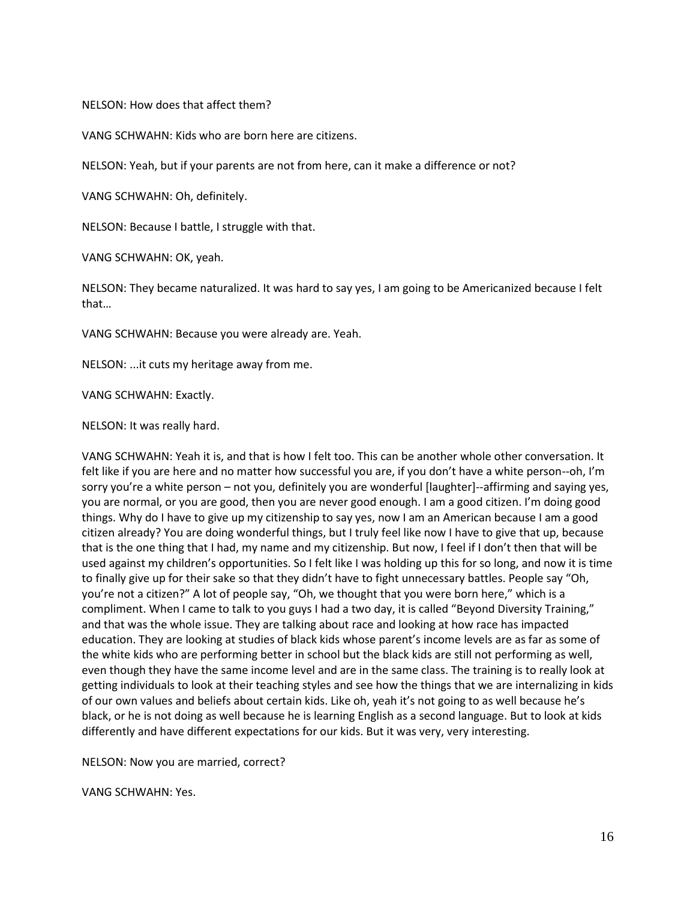NELSON: How does that affect them?

VANG SCHWAHN: Kids who are born here are citizens.

NELSON: Yeah, but if your parents are not from here, can it make a difference or not?

VANG SCHWAHN: Oh, definitely.

NELSON: Because I battle, I struggle with that.

VANG SCHWAHN: OK, yeah.

NELSON: They became naturalized. It was hard to say yes, I am going to be Americanized because I felt that…

VANG SCHWAHN: Because you were already are. Yeah.

NELSON: ...it cuts my heritage away from me.

VANG SCHWAHN: Exactly.

NELSON: It was really hard.

VANG SCHWAHN: Yeah it is, and that is how I felt too. This can be another whole other conversation. It felt like if you are here and no matter how successful you are, if you don't have a white person--oh, I'm sorry you're a white person – not you, definitely you are wonderful [laughter]--affirming and saying yes, you are normal, or you are good, then you are never good enough. I am a good citizen. I'm doing good things. Why do I have to give up my citizenship to say yes, now I am an American because I am a good citizen already? You are doing wonderful things, but I truly feel like now I have to give that up, because that is the one thing that I had, my name and my citizenship. But now, I feel if I don't then that will be used against my children's opportunities. So I felt like I was holding up this for so long, and now it is time to finally give up for their sake so that they didn't have to fight unnecessary battles. People say "Oh, you're not a citizen?" A lot of people say, "Oh, we thought that you were born here," which is a compliment. When I came to talk to you guys I had a two day, it is called "Beyond Diversity Training," and that was the whole issue. They are talking about race and looking at how race has impacted education. They are looking at studies of black kids whose parent's income levels are as far as some of the white kids who are performing better in school but the black kids are still not performing as well, even though they have the same income level and are in the same class. The training is to really look at getting individuals to look at their teaching styles and see how the things that we are internalizing in kids of our own values and beliefs about certain kids. Like oh, yeah it's not going to as well because he's black, or he is not doing as well because he is learning English as a second language. But to look at kids differently and have different expectations for our kids. But it was very, very interesting.

NELSON: Now you are married, correct?

VANG SCHWAHN: Yes.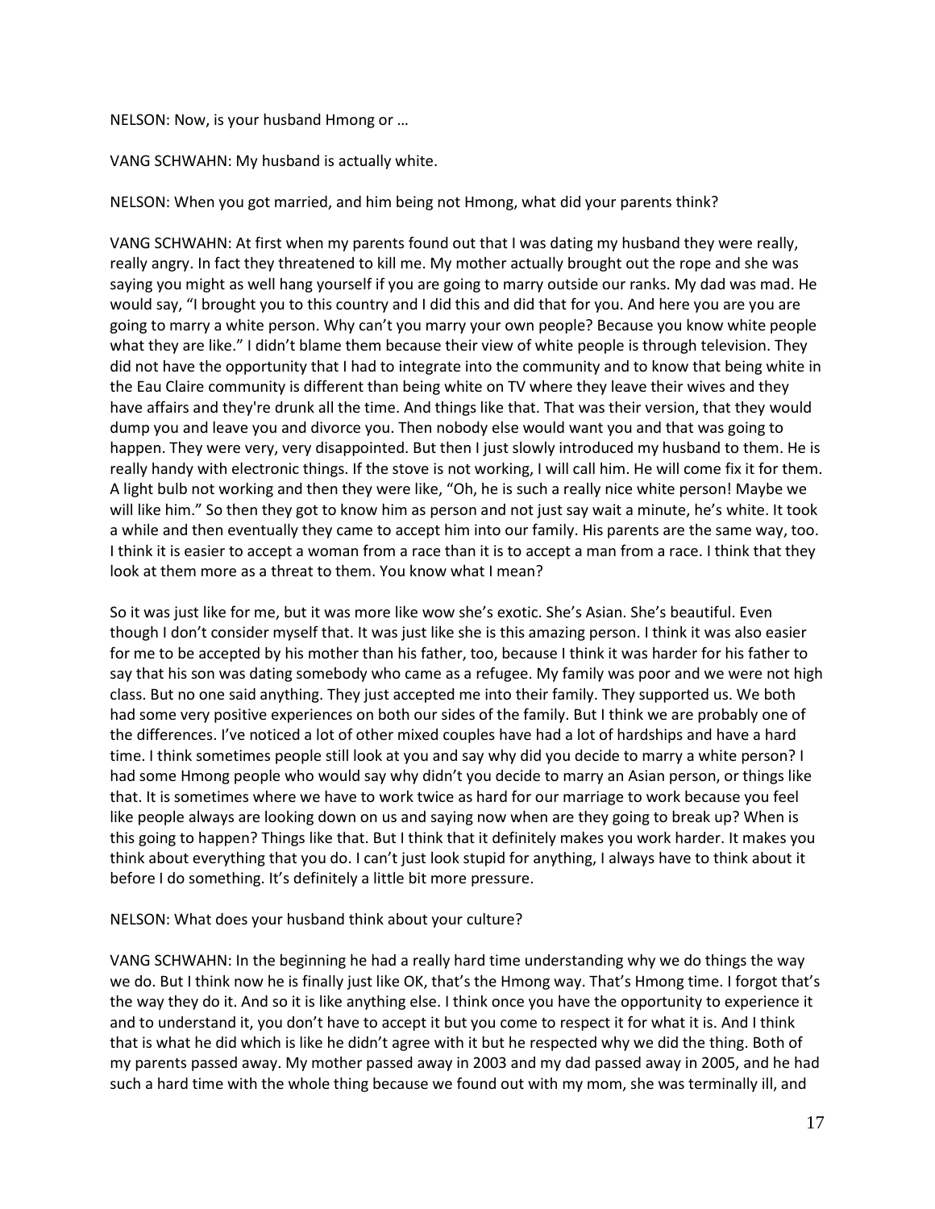NELSON: Now, is your husband Hmong or …

VANG SCHWAHN: My husband is actually white.

NELSON: When you got married, and him being not Hmong, what did your parents think?

VANG SCHWAHN: At first when my parents found out that I was dating my husband they were really, really angry. In fact they threatened to kill me. My mother actually brought out the rope and she was saying you might as well hang yourself if you are going to marry outside our ranks. My dad was mad. He would say, "I brought you to this country and I did this and did that for you. And here you are you are going to marry a white person. Why can't you marry your own people? Because you know white people what they are like." I didn't blame them because their view of white people is through television. They did not have the opportunity that I had to integrate into the community and to know that being white in the Eau Claire community is different than being white on TV where they leave their wives and they have affairs and they're drunk all the time. And things like that. That was their version, that they would dump you and leave you and divorce you. Then nobody else would want you and that was going to happen. They were very, very disappointed. But then I just slowly introduced my husband to them. He is really handy with electronic things. If the stove is not working, I will call him. He will come fix it for them. A light bulb not working and then they were like, "Oh, he is such a really nice white person! Maybe we will like him." So then they got to know him as person and not just say wait a minute, he's white. It took a while and then eventually they came to accept him into our family. His parents are the same way, too. I think it is easier to accept a woman from a race than it is to accept a man from a race. I think that they look at them more as a threat to them. You know what I mean?

So it was just like for me, but it was more like wow she's exotic. She's Asian. She's beautiful. Even though I don't consider myself that. It was just like she is this amazing person. I think it was also easier for me to be accepted by his mother than his father, too, because I think it was harder for his father to say that his son was dating somebody who came as a refugee. My family was poor and we were not high class. But no one said anything. They just accepted me into their family. They supported us. We both had some very positive experiences on both our sides of the family. But I think we are probably one of the differences. I've noticed a lot of other mixed couples have had a lot of hardships and have a hard time. I think sometimes people still look at you and say why did you decide to marry a white person? I had some Hmong people who would say why didn't you decide to marry an Asian person, or things like that. It is sometimes where we have to work twice as hard for our marriage to work because you feel like people always are looking down on us and saying now when are they going to break up? When is this going to happen? Things like that. But I think that it definitely makes you work harder. It makes you think about everything that you do. I can't just look stupid for anything, I always have to think about it before I do something. It's definitely a little bit more pressure.

NELSON: What does your husband think about your culture?

VANG SCHWAHN: In the beginning he had a really hard time understanding why we do things the way we do. But I think now he is finally just like OK, that's the Hmong way. That's Hmong time. I forgot that's the way they do it. And so it is like anything else. I think once you have the opportunity to experience it and to understand it, you don't have to accept it but you come to respect it for what it is. And I think that is what he did which is like he didn't agree with it but he respected why we did the thing. Both of my parents passed away. My mother passed away in 2003 and my dad passed away in 2005, and he had such a hard time with the whole thing because we found out with my mom, she was terminally ill, and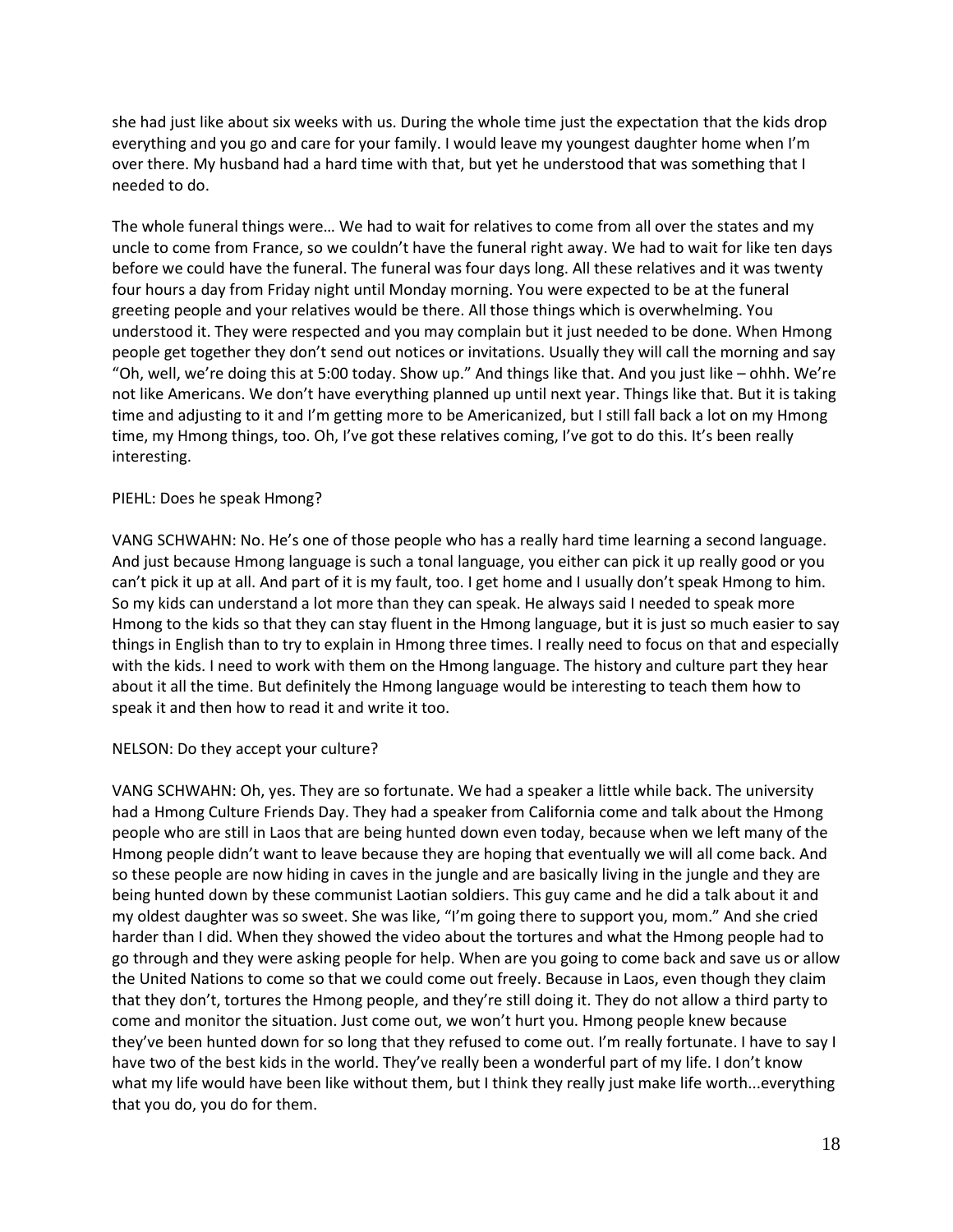she had just like about six weeks with us. During the whole time just the expectation that the kids drop everything and you go and care for your family. I would leave my youngest daughter home when I'm over there. My husband had a hard time with that, but yet he understood that was something that I needed to do.

The whole funeral things were… We had to wait for relatives to come from all over the states and my uncle to come from France, so we couldn't have the funeral right away. We had to wait for like ten days before we could have the funeral. The funeral was four days long. All these relatives and it was twenty four hours a day from Friday night until Monday morning. You were expected to be at the funeral greeting people and your relatives would be there. All those things which is overwhelming. You understood it. They were respected and you may complain but it just needed to be done. When Hmong people get together they don't send out notices or invitations. Usually they will call the morning and say "Oh, well, we're doing this at 5:00 today. Show up." And things like that. And you just like – ohhh. We're not like Americans. We don't have everything planned up until next year. Things like that. But it is taking time and adjusting to it and I'm getting more to be Americanized, but I still fall back a lot on my Hmong time, my Hmong things, too. Oh, I've got these relatives coming, I've got to do this. It's been really interesting.

PIEHL: Does he speak Hmong?

VANG SCHWAHN: No. He's one of those people who has a really hard time learning a second language. And just because Hmong language is such a tonal language, you either can pick it up really good or you can't pick it up at all. And part of it is my fault, too. I get home and I usually don't speak Hmong to him. So my kids can understand a lot more than they can speak. He always said I needed to speak more Hmong to the kids so that they can stay fluent in the Hmong language, but it is just so much easier to say things in English than to try to explain in Hmong three times. I really need to focus on that and especially with the kids. I need to work with them on the Hmong language. The history and culture part they hear about it all the time. But definitely the Hmong language would be interesting to teach them how to speak it and then how to read it and write it too.

NELSON: Do they accept your culture?

VANG SCHWAHN: Oh, yes. They are so fortunate. We had a speaker a little while back. The university had a Hmong Culture Friends Day. They had a speaker from California come and talk about the Hmong people who are still in Laos that are being hunted down even today, because when we left many of the Hmong people didn't want to leave because they are hoping that eventually we will all come back. And so these people are now hiding in caves in the jungle and are basically living in the jungle and they are being hunted down by these communist Laotian soldiers. This guy came and he did a talk about it and my oldest daughter was so sweet. She was like, "I'm going there to support you, mom." And she cried harder than I did. When they showed the video about the tortures and what the Hmong people had to go through and they were asking people for help. When are you going to come back and save us or allow the United Nations to come so that we could come out freely. Because in Laos, even though they claim that they don't, tortures the Hmong people, and they're still doing it. They do not allow a third party to come and monitor the situation. Just come out, we won't hurt you. Hmong people knew because they've been hunted down for so long that they refused to come out. I'm really fortunate. I have to say I have two of the best kids in the world. They've really been a wonderful part of my life. I don't know what my life would have been like without them, but I think they really just make life worth...everything that you do, you do for them.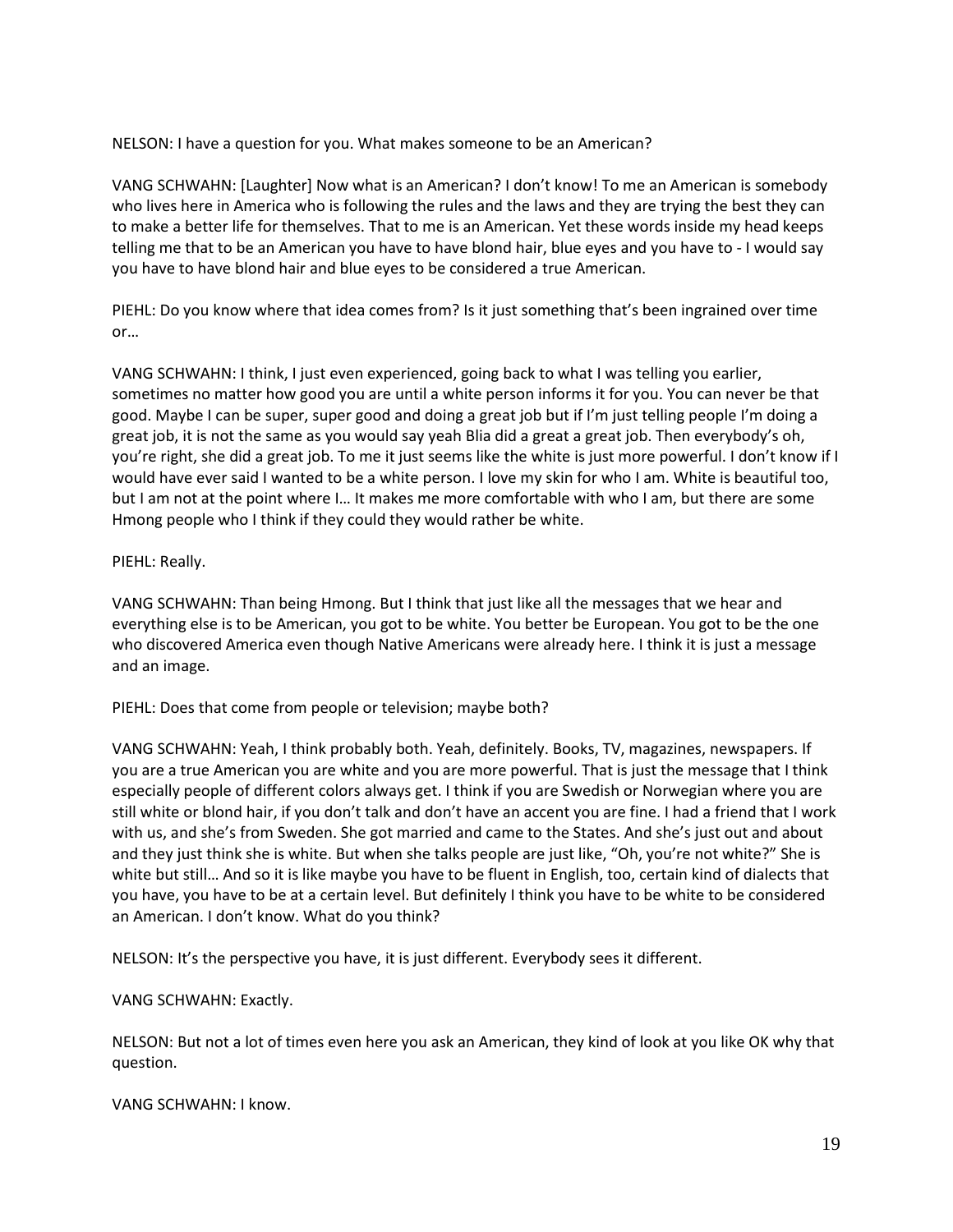NELSON: I have a question for you. What makes someone to be an American?

VANG SCHWAHN: [Laughter] Now what is an American? I don't know! To me an American is somebody who lives here in America who is following the rules and the laws and they are trying the best they can to make a better life for themselves. That to me is an American. Yet these words inside my head keeps telling me that to be an American you have to have blond hair, blue eyes and you have to - I would say you have to have blond hair and blue eyes to be considered a true American.

PIEHL: Do you know where that idea comes from? Is it just something that's been ingrained over time or…

VANG SCHWAHN: I think, I just even experienced, going back to what I was telling you earlier, sometimes no matter how good you are until a white person informs it for you. You can never be that good. Maybe I can be super, super good and doing a great job but if I'm just telling people I'm doing a great job, it is not the same as you would say yeah Blia did a great a great job. Then everybody's oh, you're right, she did a great job. To me it just seems like the white is just more powerful. I don't know if I would have ever said I wanted to be a white person. I love my skin for who I am. White is beautiful too, but I am not at the point where I… It makes me more comfortable with who I am, but there are some Hmong people who I think if they could they would rather be white.

PIEHL: Really.

VANG SCHWAHN: Than being Hmong. But I think that just like all the messages that we hear and everything else is to be American, you got to be white. You better be European. You got to be the one who discovered America even though Native Americans were already here. I think it is just a message and an image.

PIEHL: Does that come from people or television; maybe both?

VANG SCHWAHN: Yeah, I think probably both. Yeah, definitely. Books, TV, magazines, newspapers. If you are a true American you are white and you are more powerful. That is just the message that I think especially people of different colors always get. I think if you are Swedish or Norwegian where you are still white or blond hair, if you don't talk and don't have an accent you are fine. I had a friend that I work with us, and she's from Sweden. She got married and came to the States. And she's just out and about and they just think she is white. But when she talks people are just like, "Oh, you're not white?" She is white but still… And so it is like maybe you have to be fluent in English, too, certain kind of dialects that you have, you have to be at a certain level. But definitely I think you have to be white to be considered an American. I don't know. What do you think?

NELSON: It's the perspective you have, it is just different. Everybody sees it different.

VANG SCHWAHN: Exactly.

NELSON: But not a lot of times even here you ask an American, they kind of look at you like OK why that question.

VANG SCHWAHN: I know.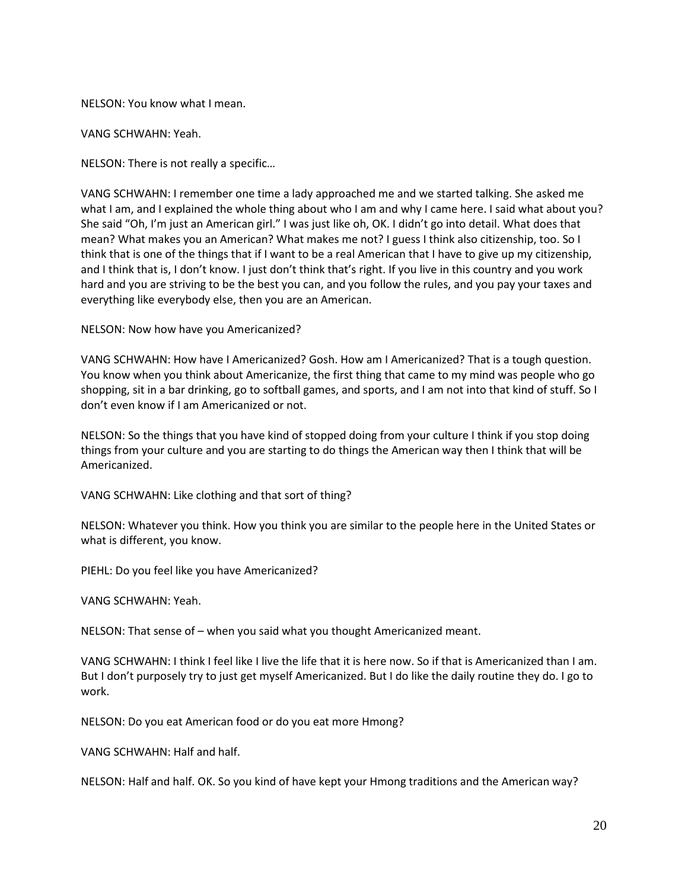NELSON: You know what I mean.

VANG SCHWAHN: Yeah.

NELSON: There is not really a specific…

VANG SCHWAHN: I remember one time a lady approached me and we started talking. She asked me what I am, and I explained the whole thing about who I am and why I came here. I said what about you? She said "Oh, I'm just an American girl." I was just like oh, OK. I didn't go into detail. What does that mean? What makes you an American? What makes me not? I guess I think also citizenship, too. So I think that is one of the things that if I want to be a real American that I have to give up my citizenship, and I think that is, I don't know. I just don't think that's right. If you live in this country and you work hard and you are striving to be the best you can, and you follow the rules, and you pay your taxes and everything like everybody else, then you are an American.

NELSON: Now how have you Americanized?

VANG SCHWAHN: How have I Americanized? Gosh. How am I Americanized? That is a tough question. You know when you think about Americanize, the first thing that came to my mind was people who go shopping, sit in a bar drinking, go to softball games, and sports, and I am not into that kind of stuff. So I don't even know if I am Americanized or not.

NELSON: So the things that you have kind of stopped doing from your culture I think if you stop doing things from your culture and you are starting to do things the American way then I think that will be Americanized.

VANG SCHWAHN: Like clothing and that sort of thing?

NELSON: Whatever you think. How you think you are similar to the people here in the United States or what is different, you know.

PIEHL: Do you feel like you have Americanized?

VANG SCHWAHN: Yeah.

NELSON: That sense of – when you said what you thought Americanized meant.

VANG SCHWAHN: I think I feel like I live the life that it is here now. So if that is Americanized than I am. But I don't purposely try to just get myself Americanized. But I do like the daily routine they do. I go to work.

NELSON: Do you eat American food or do you eat more Hmong?

VANG SCHWAHN: Half and half.

NELSON: Half and half. OK. So you kind of have kept your Hmong traditions and the American way?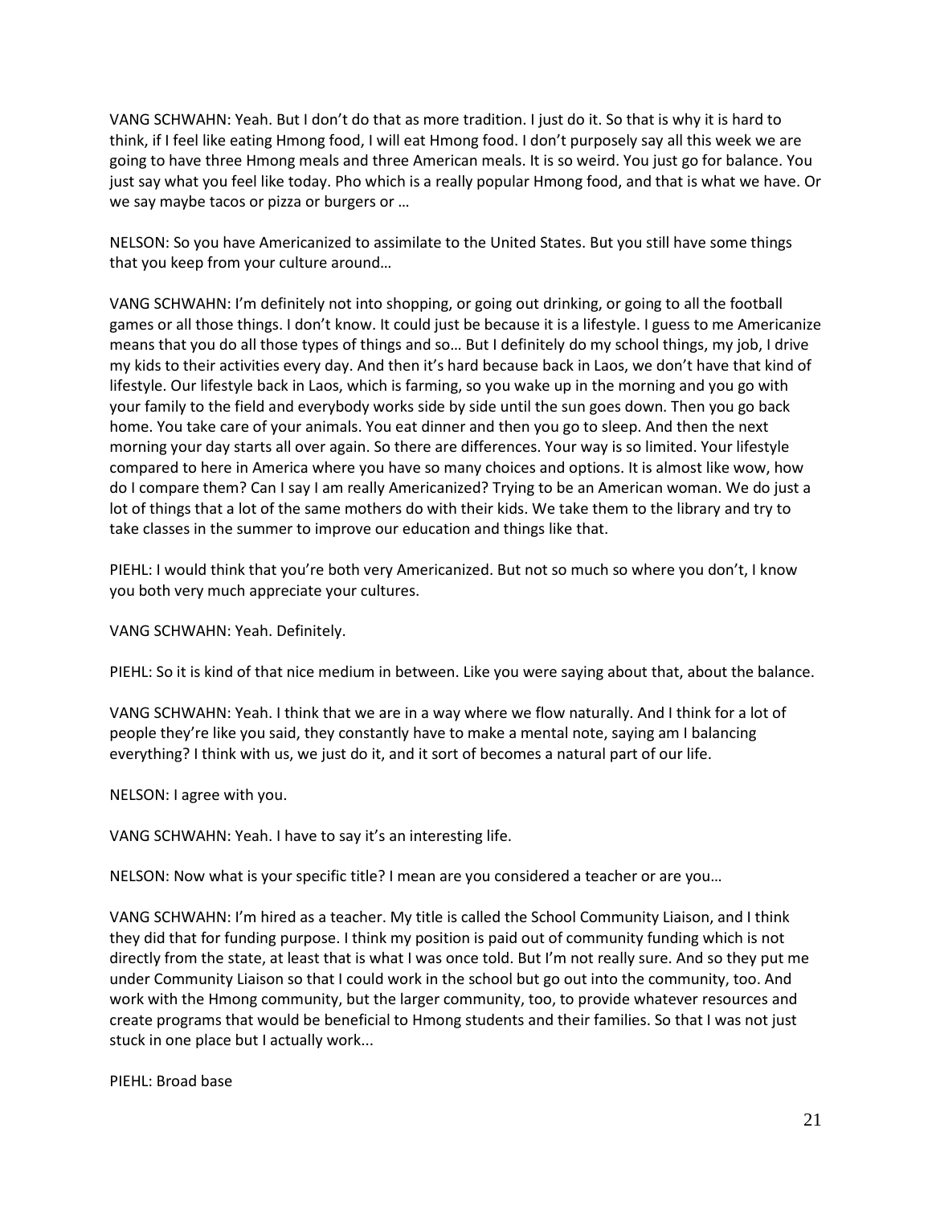VANG SCHWAHN: Yeah. But I don't do that as more tradition. I just do it. So that is why it is hard to think, if I feel like eating Hmong food, I will eat Hmong food. I don't purposely say all this week we are going to have three Hmong meals and three American meals. It is so weird. You just go for balance. You just say what you feel like today. Pho which is a really popular Hmong food, and that is what we have. Or we say maybe tacos or pizza or burgers or …

NELSON: So you have Americanized to assimilate to the United States. But you still have some things that you keep from your culture around…

VANG SCHWAHN: I'm definitely not into shopping, or going out drinking, or going to all the football games or all those things. I don't know. It could just be because it is a lifestyle. I guess to me Americanize means that you do all those types of things and so… But I definitely do my school things, my job, I drive my kids to their activities every day. And then it's hard because back in Laos, we don't have that kind of lifestyle. Our lifestyle back in Laos, which is farming, so you wake up in the morning and you go with your family to the field and everybody works side by side until the sun goes down. Then you go back home. You take care of your animals. You eat dinner and then you go to sleep. And then the next morning your day starts all over again. So there are differences. Your way is so limited. Your lifestyle compared to here in America where you have so many choices and options. It is almost like wow, how do I compare them? Can I say I am really Americanized? Trying to be an American woman. We do just a lot of things that a lot of the same mothers do with their kids. We take them to the library and try to take classes in the summer to improve our education and things like that.

PIEHL: I would think that you're both very Americanized. But not so much so where you don't, I know you both very much appreciate your cultures.

VANG SCHWAHN: Yeah. Definitely.

PIEHL: So it is kind of that nice medium in between. Like you were saying about that, about the balance.

VANG SCHWAHN: Yeah. I think that we are in a way where we flow naturally. And I think for a lot of people they're like you said, they constantly have to make a mental note, saying am I balancing everything? I think with us, we just do it, and it sort of becomes a natural part of our life.

NELSON: I agree with you.

VANG SCHWAHN: Yeah. I have to say it's an interesting life.

NELSON: Now what is your specific title? I mean are you considered a teacher or are you…

VANG SCHWAHN: I'm hired as a teacher. My title is called the School Community Liaison, and I think they did that for funding purpose. I think my position is paid out of community funding which is not directly from the state, at least that is what I was once told. But I'm not really sure. And so they put me under Community Liaison so that I could work in the school but go out into the community, too. And work with the Hmong community, but the larger community, too, to provide whatever resources and create programs that would be beneficial to Hmong students and their families. So that I was not just stuck in one place but I actually work...

PIEHL: Broad base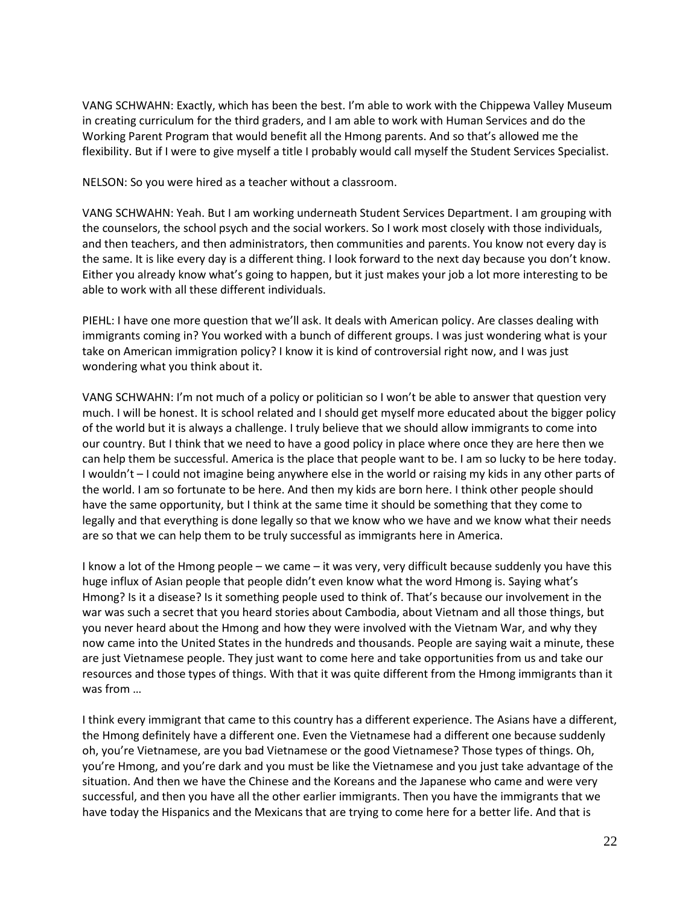VANG SCHWAHN: Exactly, which has been the best. I'm able to work with the Chippewa Valley Museum in creating curriculum for the third graders, and I am able to work with Human Services and do the Working Parent Program that would benefit all the Hmong parents. And so that's allowed me the flexibility. But if I were to give myself a title I probably would call myself the Student Services Specialist.

NELSON: So you were hired as a teacher without a classroom.

VANG SCHWAHN: Yeah. But I am working underneath Student Services Department. I am grouping with the counselors, the school psych and the social workers. So I work most closely with those individuals, and then teachers, and then administrators, then communities and parents. You know not every day is the same. It is like every day is a different thing. I look forward to the next day because you don't know. Either you already know what's going to happen, but it just makes your job a lot more interesting to be able to work with all these different individuals.

PIEHL: I have one more question that we'll ask. It deals with American policy. Are classes dealing with immigrants coming in? You worked with a bunch of different groups. I was just wondering what is your take on American immigration policy? I know it is kind of controversial right now, and I was just wondering what you think about it.

VANG SCHWAHN: I'm not much of a policy or politician so I won't be able to answer that question very much. I will be honest. It is school related and I should get myself more educated about the bigger policy of the world but it is always a challenge. I truly believe that we should allow immigrants to come into our country. But I think that we need to have a good policy in place where once they are here then we can help them be successful. America is the place that people want to be. I am so lucky to be here today. I wouldn't – I could not imagine being anywhere else in the world or raising my kids in any other parts of the world. I am so fortunate to be here. And then my kids are born here. I think other people should have the same opportunity, but I think at the same time it should be something that they come to legally and that everything is done legally so that we know who we have and we know what their needs are so that we can help them to be truly successful as immigrants here in America.

I know a lot of the Hmong people – we came – it was very, very difficult because suddenly you have this huge influx of Asian people that people didn't even know what the word Hmong is. Saying what's Hmong? Is it a disease? Is it something people used to think of. That's because our involvement in the war was such a secret that you heard stories about Cambodia, about Vietnam and all those things, but you never heard about the Hmong and how they were involved with the Vietnam War, and why they now came into the United States in the hundreds and thousands. People are saying wait a minute, these are just Vietnamese people. They just want to come here and take opportunities from us and take our resources and those types of things. With that it was quite different from the Hmong immigrants than it was from …

I think every immigrant that came to this country has a different experience. The Asians have a different, the Hmong definitely have a different one. Even the Vietnamese had a different one because suddenly oh, you're Vietnamese, are you bad Vietnamese or the good Vietnamese? Those types of things. Oh, you're Hmong, and you're dark and you must be like the Vietnamese and you just take advantage of the situation. And then we have the Chinese and the Koreans and the Japanese who came and were very successful, and then you have all the other earlier immigrants. Then you have the immigrants that we have today the Hispanics and the Mexicans that are trying to come here for a better life. And that is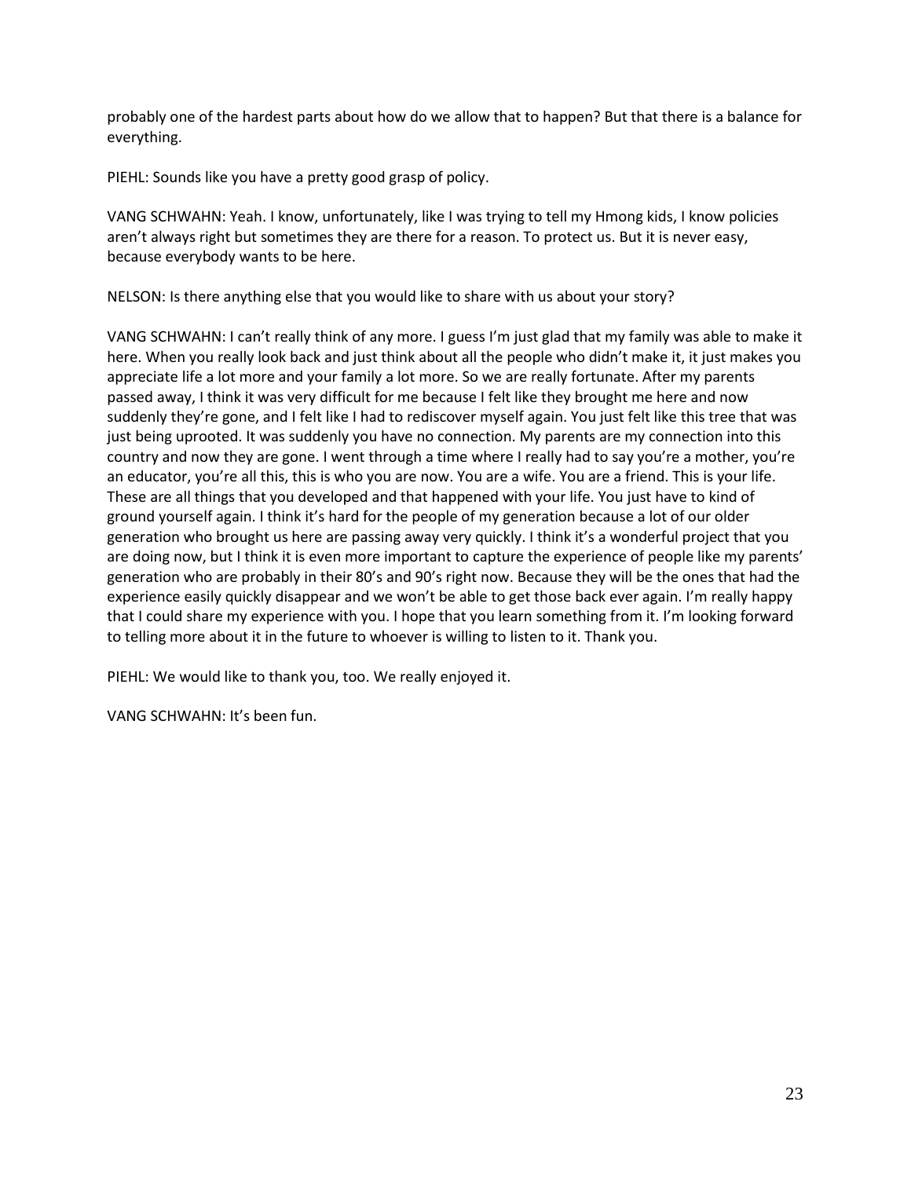probably one of the hardest parts about how do we allow that to happen? But that there is a balance for everything.

PIEHL: Sounds like you have a pretty good grasp of policy.

VANG SCHWAHN: Yeah. I know, unfortunately, like I was trying to tell my Hmong kids, I know policies aren't always right but sometimes they are there for a reason. To protect us. But it is never easy, because everybody wants to be here.

NELSON: Is there anything else that you would like to share with us about your story?

VANG SCHWAHN: I can't really think of any more. I guess I'm just glad that my family was able to make it here. When you really look back and just think about all the people who didn't make it, it just makes you appreciate life a lot more and your family a lot more. So we are really fortunate. After my parents passed away, I think it was very difficult for me because I felt like they brought me here and now suddenly they're gone, and I felt like I had to rediscover myself again. You just felt like this tree that was just being uprooted. It was suddenly you have no connection. My parents are my connection into this country and now they are gone. I went through a time where I really had to say you're a mother, you're an educator, you're all this, this is who you are now. You are a wife. You are a friend. This is your life. These are all things that you developed and that happened with your life. You just have to kind of ground yourself again. I think it's hard for the people of my generation because a lot of our older generation who brought us here are passing away very quickly. I think it's a wonderful project that you are doing now, but I think it is even more important to capture the experience of people like my parents' generation who are probably in their 80's and 90's right now. Because they will be the ones that had the experience easily quickly disappear and we won't be able to get those back ever again. I'm really happy that I could share my experience with you. I hope that you learn something from it. I'm looking forward to telling more about it in the future to whoever is willing to listen to it. Thank you.

PIEHL: We would like to thank you, too. We really enjoyed it.

VANG SCHWAHN: It's been fun.